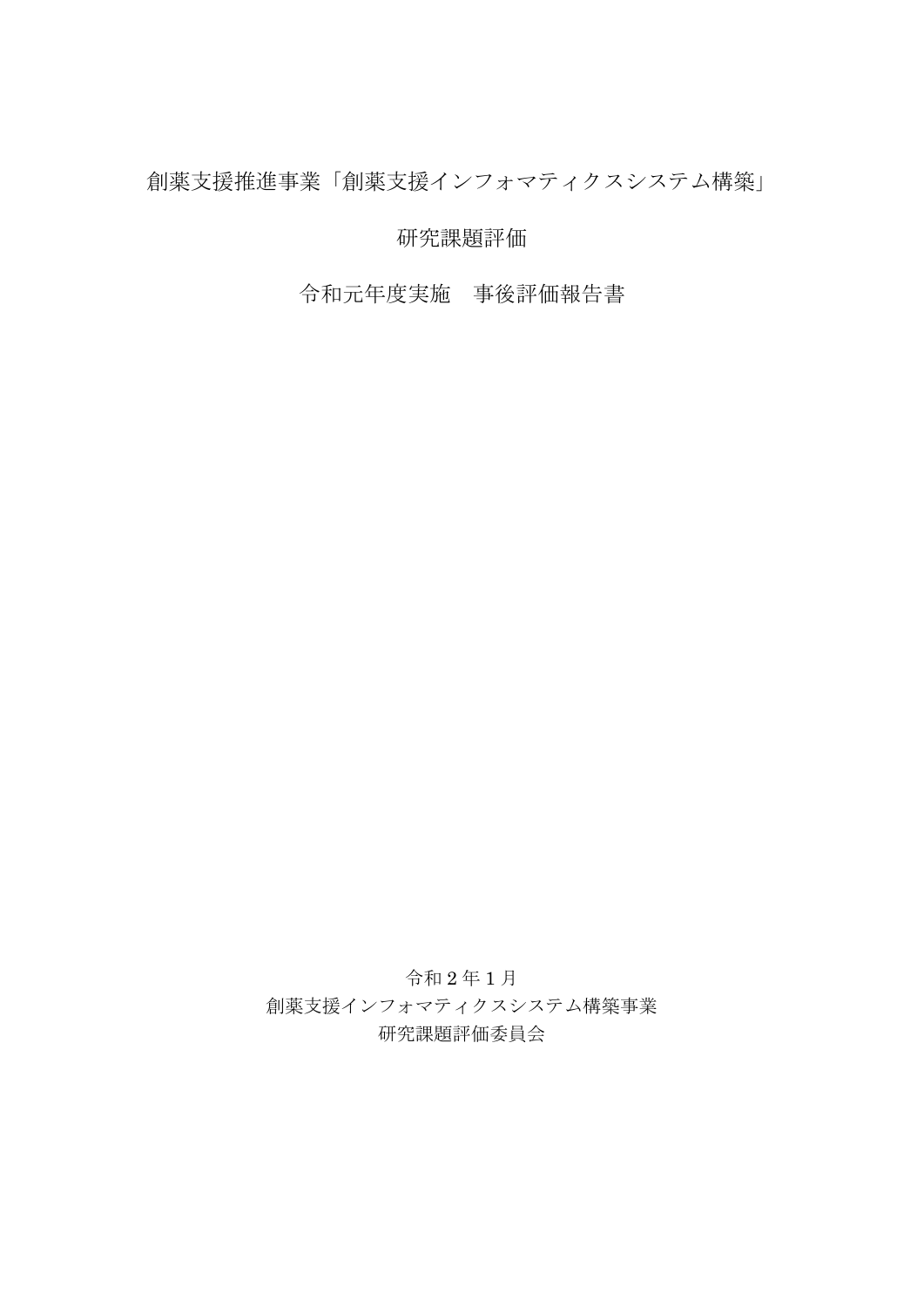# 創薬支援推進事業「創薬支援インフォマティクスシステム構築」

# 研究課題評価

# 令和元年度実施　事後評価報告書

令和２年１月

創薬支援インフォマティクスシステム構築事業

研究課題評価委員会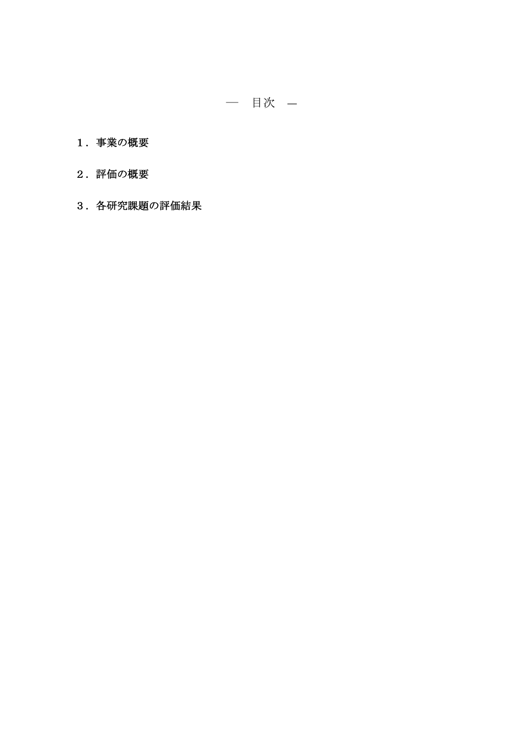# ― 目次 ―

１．事業の概要

２．評価の概要

３．各研究課題の評価結果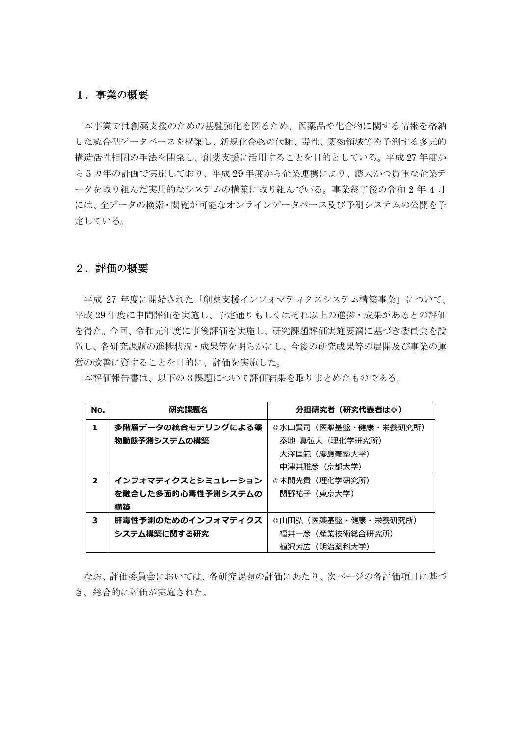## １．事業の概要

本事業では創薬支援のための基盤強化を図るため、医薬品や化合物に関する情報を格納した統合型データベースを構築し、新規化合物の代謝、毒性、薬効領域等を予測する多元的構造活性相関の手法を開発し、創薬支援に活用することを目的としている。平成 27 年度から 5 カ年の計画で実施しており、平成 29 年度から企業連携により、膨大かつ貴重な企業データを取り組んだ実用的なシステムの構築に取り組んでいる。事業終了後の令和 2 年 4 月には、全データの検索・閲覧が可能なオンラインデータベース及び予測システムの公開を予定している。

## ２．評価の概要

平成 27 年度に開始された「創薬支援インフォマティクスシステム構築事業」について、平成 29 年度に中間評価を実施し、予定通りもしくはそれ以上の進捗・成果があるとの評価を得た。今回、令和元年度に事後評価を実施し、研究課題評価実施要綱に基づき委員会を設置し、各研究課題の進捗状況・成果等を明らかにし、今後の研究成果等の展開及び事業の運営の改善に資することを目的に、評価を実施した。

本評価報告書は、以下の 3 課題について評価結果を取りまとめたものである。

| No. | 研究課題名 | 分担研究者（研究代表者は◎） |
|---|---|---|
| 1 | **多階層データの統合モデリングによる薬物動態予測システムの構築** | ◎水口賢司（医薬基盤・健康・栄養研究所）<br>泰地 真弘人（理化学研究所）<br>大澤匡範（慶應義塾大学）<br>中津井雅彦（京都大学） |
| 2 | **インフォマティクスとシミュレーションを融合した多面的心毒性予測システムの構築** | ◎本間光貴（理化学研究所）<br>関野祐子（東京大学） |
| 3 | **肝毒性予測のためのインフォマティクスシステム構築に関する研究** | ◎山田弘（医薬基盤・健康・栄養研究所）<br>福井一彦（産業技術総合研究所）<br>植沢芳広（明治薬科大学） |

なお、評価委員会においては、各研究課題の評価にあたり、次ページの各評価項目に基づき、総合的に評価が実施された。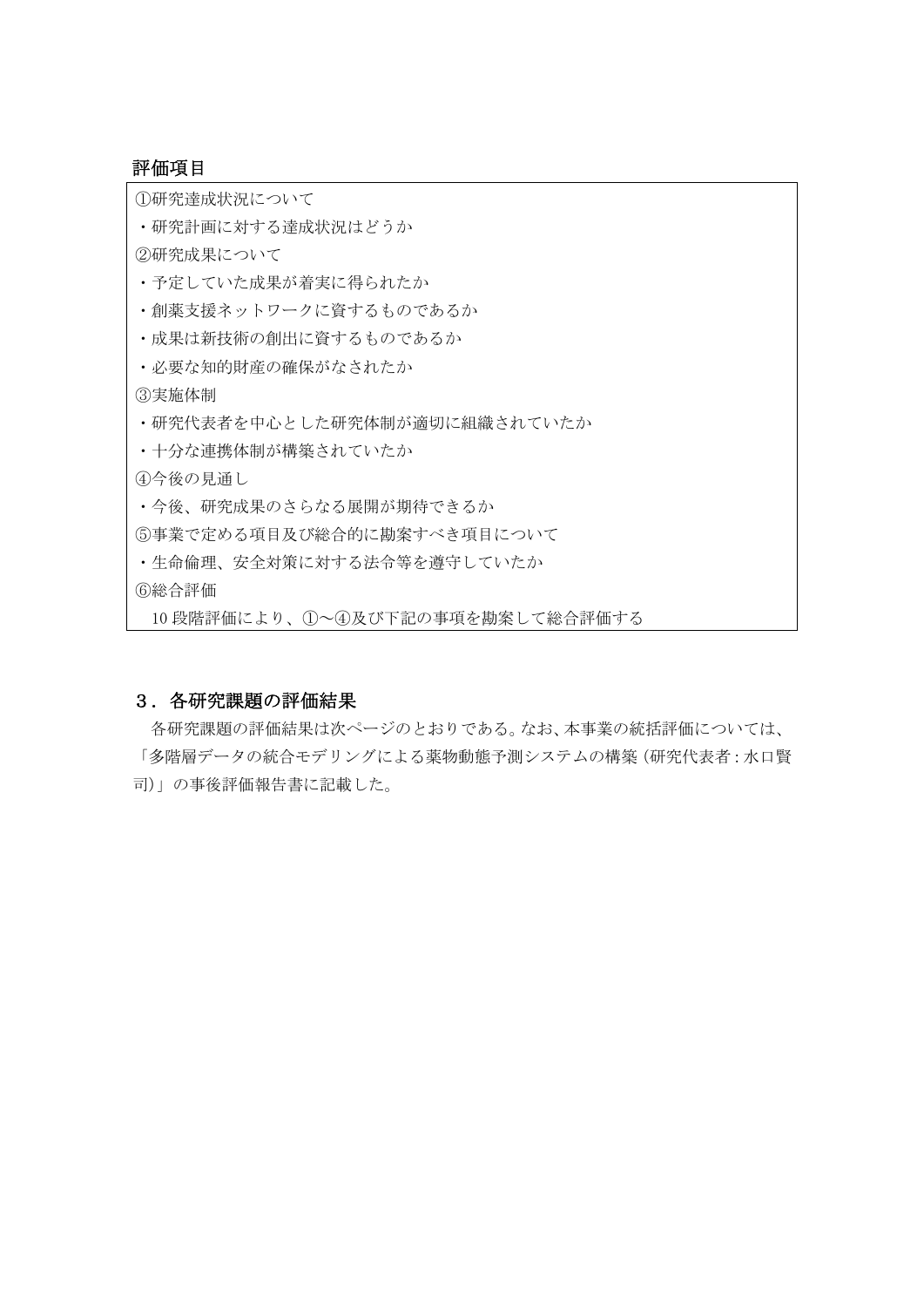**評価項目**

①研究達成状況について

・研究計画に対する達成状況はどうか

②研究成果について

・予定していた成果が着実に得られたか

・創薬支援ネットワークに資するものであるか

・成果は新技術の創出に資するものであるか

・必要な知的財産の確保がなされたか

③実施体制

・研究代表者を中心とした研究体制が適切に組織されていたか

・十分な連携体制が構築されていたか

④今後の見通し

・今後、研究成果のさらなる展開が期待できるか

⑤事業で定める項目及び総合的に勘案すべき項目について

・生命倫理、安全対策に対する法令等を遵守していたか

⑥総合評価

10 段階評価により、①～④及び下記の事項を勘案して総合評価する

## ３．各研究課題の評価結果

各研究課題の評価結果は次ページのとおりである。なお、本事業の統括評価については、「多階層データの統合モデリングによる薬物動態予測システムの構築（研究代表者：水口賢司）」の事後評価報告書に記載した。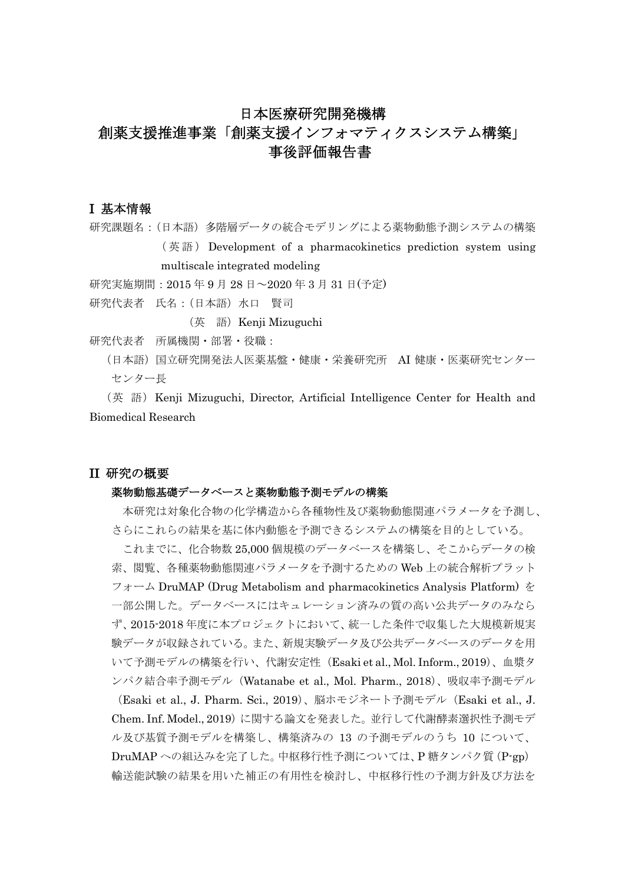# 日本医療研究開発機構
# 創薬支援推進事業「創薬支援インフォマティクスシステム構築」
# 事後評価報告書

## Ⅰ 基本情報

研究課題名：（日本語）多階層データの統合モデリングによる薬物動態予測システムの構築

（英語）Development of a pharmacokinetics prediction system using multiscale integrated modeling

研究実施期間：2015 年 9 月 28 日～2020 年 3 月 31 日(予定)

研究代表者　氏名：（日本語）水口　賢司

（英　語）Kenji Mizuguchi

研究代表者　所属機関・部署・役職：

（日本語）国立研究開発法人医薬基盤・健康・栄養研究所　AI 健康・医薬研究センター　センター長

（英　語）Kenji Mizuguchi, Director, Artificial Intelligence Center for Health and Biomedical Research

## Ⅱ 研究の概要

### 薬物動態基礎データベースと薬物動態予測モデルの構築

本研究は対象化合物の化学構造から各種物性及び薬物動態関連パラメータを予測し、さらにこれらの結果を基に体内動態を予測できるシステムの構築を目的としている。

これまでに、化合物数 25,000 個規模のデータベースを構築し、そこからデータの検索、閲覧、各種薬物動態関連パラメータを予測するための Web 上の統合解析プラットフォーム DruMAP (Drug Metabolism and pharmacokinetics Analysis Platform) を一部公開した。データベースにはキュレーション済みの質の高い公共データのみならず、2015-2018 年度に本プロジェクトにおいて、統一した条件で収集した大規模新規実験データが収録されている。また、新規実験データ及び公共データベースのデータを用いて予測モデルの構築を行い、代謝安定性（Esaki et al., Mol. Inform., 2019）、血漿タンパク結合率予測モデル（Watanabe et al., Mol. Pharm., 2018）、吸収率予測モデル（Esaki et al., J. Pharm. Sci., 2019）、脳ホモジネート予測モデル（Esaki et al., J. Chem. Inf. Model., 2019）に関する論文を発表した。並行して代謝酵素選択性予測モデル及び基質予測モデルを構築し、構築済みの 13 の予測モデルのうち 10 について、DruMAP への組込みを完了した。中枢移行性予測については、P 糖タンパク質（P-gp）輸送能試験の結果を用いた補正の有用性を検討し、中枢移行性の予測方針及び方法を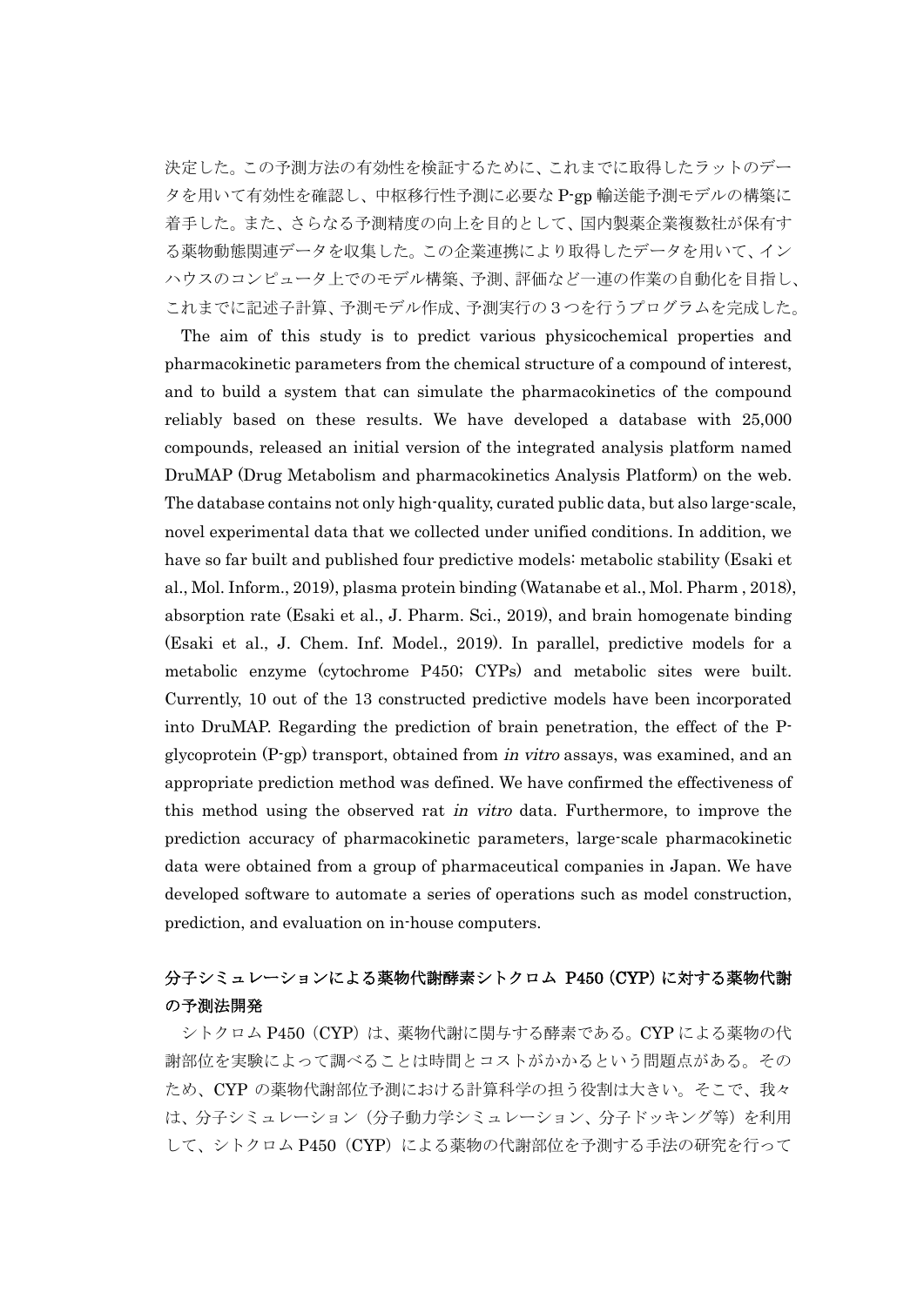決定した。この予測方法の有効性を検証するために、これまでに取得したラットのデータを用いて有効性を確認し、中枢移行性予測に必要な P-gp 輸送能予測モデルの構築に着手した。また、さらなる予測精度の向上を目的として、国内製薬企業複数社が保有する薬物動態関連データを収集した。この企業連携により取得したデータを用いて、インハウスのコンピュータ上でのモデル構築、予測、評価など一連の作業の自動化を目指し、これまでに記述子計算、予測モデル作成、予測実行の３つを行うプログラムを完成した。

The aim of this study is to predict various physicochemical properties and pharmacokinetic parameters from the chemical structure of a compound of interest, and to build a system that can simulate the pharmacokinetics of the compound reliably based on these results. We have developed a database with 25,000 compounds, released an initial version of the integrated analysis platform named DruMAP (Drug Metabolism and pharmacokinetics Analysis Platform) on the web. The database contains not only high-quality, curated public data, but also large-scale, novel experimental data that we collected under unified conditions. In addition, we have so far built and published four predictive models: metabolic stability (Esaki et al., Mol. Inform., 2019), plasma protein binding (Watanabe et al., Mol. Pharm , 2018), absorption rate (Esaki et al., J. Pharm. Sci., 2019), and brain homogenate binding (Esaki et al., J. Chem. Inf. Model., 2019). In parallel, predictive models for a metabolic enzyme (cytochrome P450; CYPs) and metabolic sites were built. Currently, 10 out of the 13 constructed predictive models have been incorporated into DruMAP. Regarding the prediction of brain penetration, the effect of the P-glycoprotein (P-gp) transport, obtained from *in vitro* assays, was examined, and an appropriate prediction method was defined. We have confirmed the effectiveness of this method using the observed rat *in vitro* data. Furthermore, to improve the prediction accuracy of pharmacokinetic parameters, large-scale pharmacokinetic data were obtained from a group of pharmaceutical companies in Japan. We have developed software to automate a series of operations such as model construction, prediction, and evaluation on in-house computers.

**分子シミュレーションによる薬物代謝酵素シトクロム P450 (CYP) に対する薬物代謝の予測法開発**

シトクロム P450（CYP）は、薬物代謝に関与する酵素である。CYP による薬物の代謝部位を実験によって調べることは時間とコストがかかるという問題点がある。そのため、CYP の薬物代謝部位予測における計算科学の担う役割は大きい。そこで、我々は、分子シミュレーション（分子動力学シミュレーション、分子ドッキング等）を利用して、シトクロム P450（CYP）による薬物の代謝部位を予測する手法の研究を行って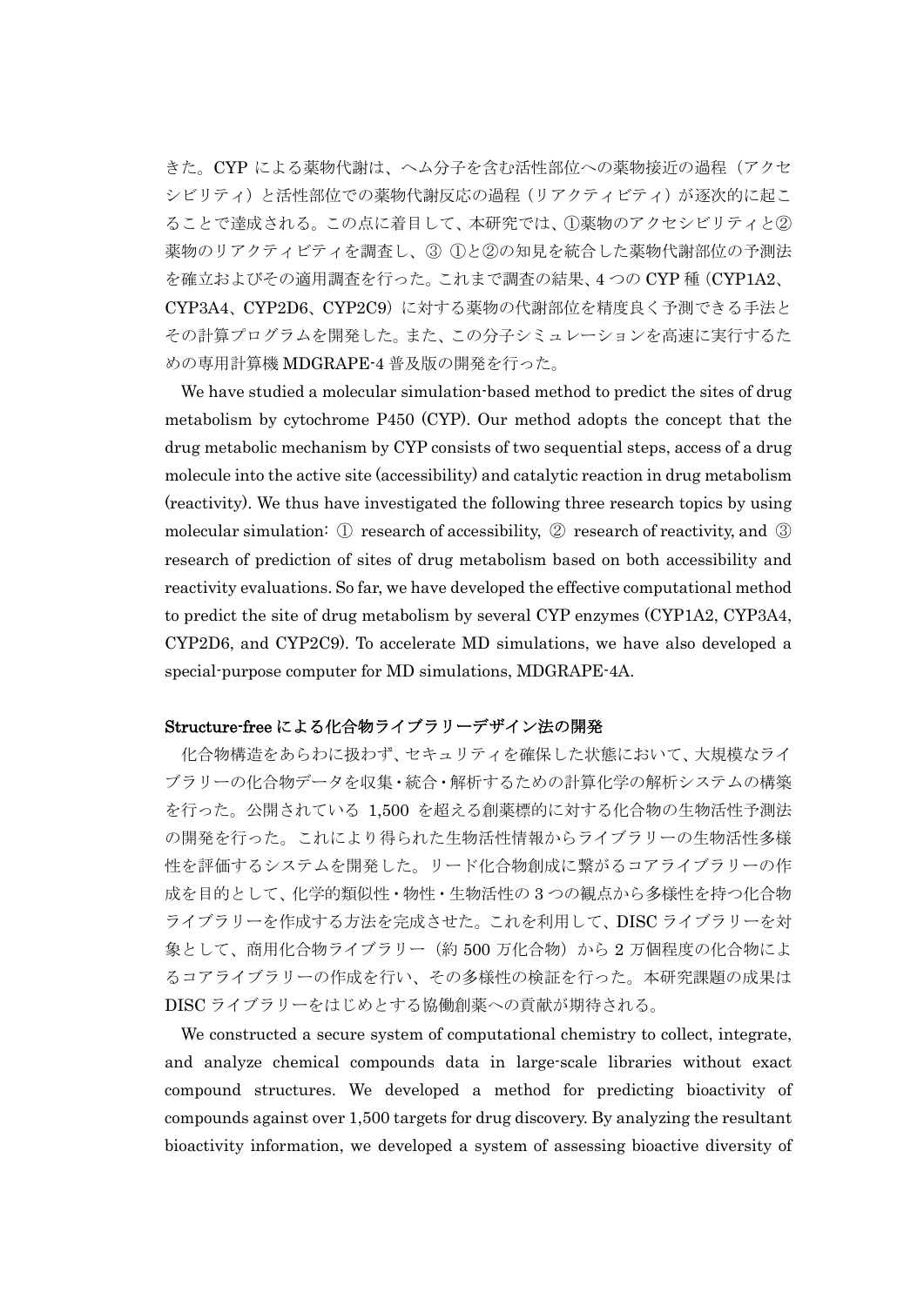きた。CYP による薬物代謝は、ヘム分子を含む活性部位への薬物接近の過程（アクセシビリティ）と活性部位での薬物代謝反応の過程（リアクティビティ）が逐次的に起こることで達成される。この点に着目して、本研究では、①薬物のアクセシビリティと②薬物のリアクティビティを調査し、③ ①と②の知見を統合した薬物代謝部位の予測法を確立およびその適用調査を行った。これまで調査の結果、4 つの CYP 種（CYP1A2、CYP3A4、CYP2D6、CYP2C9）に対する薬物の代謝部位を精度良く予測できる手法とその計算プログラムを開発した。また、この分子シミュレーションを高速に実行するための専用計算機 MDGRAPE-4 普及版の開発を行った。

We have studied a molecular simulation-based method to predict the sites of drug metabolism by cytochrome P450 (CYP). Our method adopts the concept that the drug metabolic mechanism by CYP consists of two sequential steps, access of a drug molecule into the active site (accessibility) and catalytic reaction in drug metabolism (reactivity). We thus have investigated the following three research topics by using molecular simulation: ① research of accessibility, ② research of reactivity, and ③ research of prediction of sites of drug metabolism based on both accessibility and reactivity evaluations. So far, we have developed the effective computational method to predict the site of drug metabolism by several CYP enzymes (CYP1A2, CYP3A4, CYP2D6, and CYP2C9). To accelerate MD simulations, we have also developed a special-purpose computer for MD simulations, MDGRAPE-4A.

**Structure-free による化合物ライブラリーデザイン法の開発**

化合物構造をあらわに扱わず、セキュリティを確保した状態において、大規模なライブラリーの化合物データを収集・統合・解析するための計算化学の解析システムの構築を行った。公開されている 1,500 を超える創薬標的に対する化合物の生物活性予測法の開発を行った。これにより得られた生物活性情報からライブラリーの生物活性多様性を評価するシステムを開発した。リード化合物創成に繋がるコアライブラリーの作成を目的として、化学的類似性・物性・生物活性の 3 つの観点から多様性を持つ化合物ライブラリーを作成する方法を完成させた。これを利用して、DISC ライブラリーを対象として、商用化合物ライブラリー（約 500 万化合物）から 2 万個程度の化合物によるコアライブラリーの作成を行い、その多様性の検証を行った。本研究課題の成果は DISC ライブラリーをはじめとする協働創薬への貢献が期待される。

We constructed a secure system of computational chemistry to collect, integrate, and analyze chemical compounds data in large-scale libraries without exact compound structures. We developed a method for predicting bioactivity of compounds against over 1,500 targets for drug discovery. By analyzing the resultant bioactivity information, we developed a system of assessing bioactive diversity of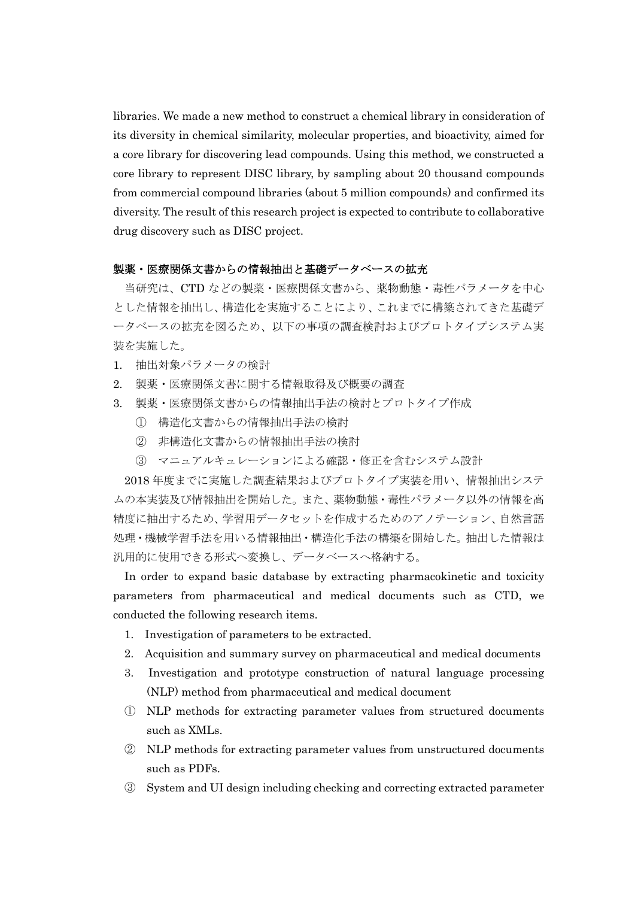libraries. We made a new method to construct a chemical library in consideration of its diversity in chemical similarity, molecular properties, and bioactivity, aimed for a core library for discovering lead compounds. Using this method, we constructed a core library to represent DISC library, by sampling about 20 thousand compounds from commercial compound libraries (about 5 million compounds) and confirmed its diversity. The result of this research project is expected to contribute to collaborative drug discovery such as DISC project.

### 製薬・医療関係文書からの情報抽出と基礎データベースの拡充

当研究は、CTD などの製薬・医療関係文書から、薬物動態・毒性パラメータを中心とした情報を抽出し、構造化を実施することにより、これまでに構築されてきた基礎データベースの拡充を図るため、以下の事項の調査検討およびプロトタイプシステム実装を実施した。

1. 抽出対象パラメータの検討
2. 製薬・医療関係文書に関する情報取得及び概要の調査
3. 製薬・医療関係文書からの情報抽出手法の検討とプロトタイプ作成
   - ① 構造化文書からの情報抽出手法の検討
   - ② 非構造化文書からの情報抽出手法の検討
   - ③ マニュアルキュレーションによる確認・修正を含むシステム設計

2018 年度までに実施した調査結果およびプロトタイプ実装を用い、情報抽出システムの本実装及び情報抽出を開始した。また、薬物動態・毒性パラメータ以外の情報を高精度に抽出するため、学習用データセットを作成するためのアノテーション、自然言語処理・機械学習手法を用いる情報抽出・構造化手法の構築を開始した。抽出した情報は汎用的に使用できる形式へ変換し、データベースへ格納する。

In order to expand basic database by extracting pharmacokinetic and toxicity parameters from pharmaceutical and medical documents such as CTD, we conducted the following research items.

1. Investigation of parameters to be extracted.
2. Acquisition and summary survey on pharmaceutical and medical documents
3. Investigation and prototype construction of natural language processing (NLP) method from pharmaceutical and medical document
   - ① NLP methods for extracting parameter values from structured documents such as XMLs.
   - ② NLP methods for extracting parameter values from unstructured documents such as PDFs.
   - ③ System and UI design including checking and correcting extracted parameter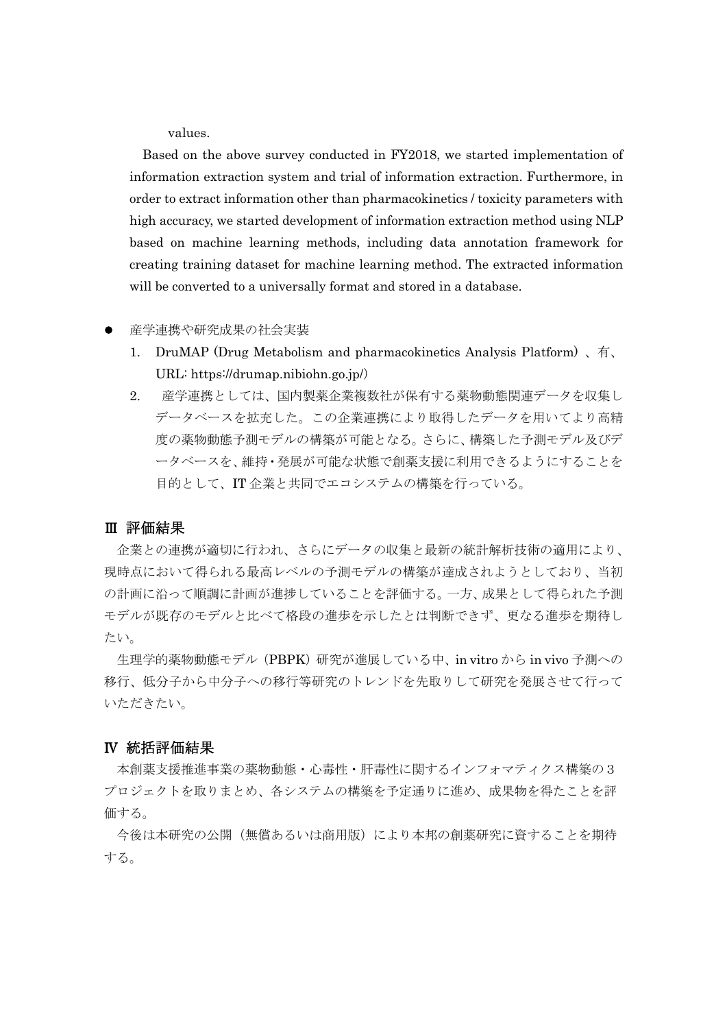values.

Based on the above survey conducted in FY2018, we started implementation of information extraction system and trial of information extraction. Furthermore, in order to extract information other than pharmacokinetics / toxicity parameters with high accuracy, we started development of information extraction method using NLP based on machine learning methods, including data annotation framework for creating training dataset for machine learning method. The extracted information will be converted to a universally format and stored in a database.

- 産学連携や研究成果の社会実装
  1. DruMAP (Drug Metabolism and pharmacokinetics Analysis Platform) 、有、URL: https://drumap.nibiohn.go.jp/)
  2. 産学連携としては、国内製薬企業複数社が保有する薬物動態関連データを収集しデータベースを拡充した。この企業連携により取得したデータを用いてより高精度の薬物動態予測モデルの構築が可能となる。さらに、構築した予測モデル及びデータベースを、維持・発展が可能な状態で創薬支援に利用できるようにすることを目的として、IT 企業と共同でエコシステムの構築を行っている。

## Ⅲ 評価結果

企業との連携が適切に行われ、さらにデータの収集と最新の統計解析技術の適用により、現時点において得られる最高レベルの予測モデルの構築が達成されようとしており、当初の計画に沿って順調に計画が進捗していることを評価する。一方、成果として得られた予測モデルが既存のモデルと比べて格段の進歩を示したとは判断できず、更なる進歩を期待したい。

生理学的薬物動態モデル（PBPK）研究が進展している中、in vitro から in vivo 予測への移行、低分子から中分子への移行等研究のトレンドを先取りして研究を発展させて行っていただきたい。

## Ⅳ 統括評価結果

本創薬支援推進事業の薬物動態・心毒性・肝毒性に関するインフォマティクス構築の３プロジェクトを取りまとめ、各システムの構築を予定通りに進め、成果物を得たことを評価する。

今後は本研究の公開（無償あるいは商用版）により本邦の創薬研究に資することを期待する。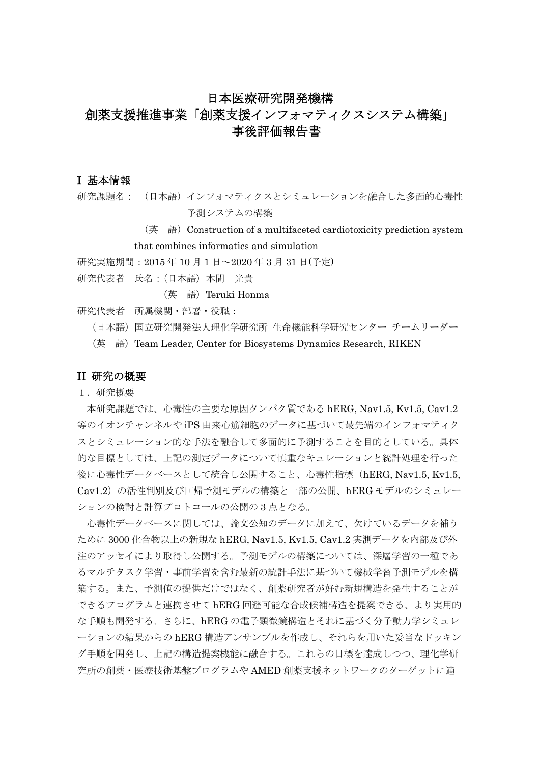# 日本医療研究開発機構
# 創薬支援推進事業「創薬支援インフォマティクスシステム構築」
# 事後評価報告書

## I 基本情報

研究課題名：　（日本語）インフォマティクスとシミュレーションを融合した多面的心毒性予測システムの構築

（英　語）Construction of a multifaceted cardiotoxicity prediction system that combines informatics and simulation

研究実施期間：2015 年 10 月 1 日～2020 年 3 月 31 日(予定)

研究代表者　氏名：（日本語）本間　光貴

（英　語）Teruki Honma

研究代表者　所属機関・部署・役職：

（日本語）国立研究開発法人理化学研究所 生命機能科学研究センター チームリーダー

（英　語）Team Leader, Center for Biosystems Dynamics Research, RIKEN

## II 研究の概要

１．研究概要

本研究課題では、心毒性の主要な原因タンパク質である hERG, Nav1.5, Kv1.5, Cav1.2 等のイオンチャンネルや iPS 由来心筋細胞のデータに基づいて最先端のインフォマティクスとシミュレーション的な手法を融合して多面的に予測することを目的としている。具体的な目標としては、上記の測定データについて慎重なキュレーションと統計処理を行った後に心毒性データベースとして統合し公開すること、心毒性指標（hERG, Nav1.5, Kv1.5, Cav1.2）の活性判別及び回帰予測モデルの構築と一部の公開、hERG モデルのシミュレーションの検討と計算プロトコールの公開の 3 点となる。

心毒性データベースに関しては、論文公知のデータに加えて、欠けているデータを補うために 3000 化合物以上の新規な hERG, Nav1.5, Kv1.5, Cav1.2 実測データを内部及び外注のアッセイにより取得し公開する。予測モデルの構築については、深層学習の一種であるマルチタスク学習・事前学習を含む最新の統計手法に基づいて機械学習予測モデルを構築する。また、予測値の提供だけではなく、創薬研究者が好む新規構造を発生することができるプログラムと連携させて hERG 回避可能な合成候補構造を提案できる、より実用的な手順も開発する。さらに、hERG の電子顕微鏡構造とそれに基づく分子動力学シミュレーションの結果からの hERG 構造アンサンブルを作成し、それらを用いた妥当なドッキング手順を開発し、上記の構造提案機能に融合する。これらの目標を達成しつつ、理化学研究所の創薬・医療技術基盤プログラムや AMED 創薬支援ネットワークのターゲットに適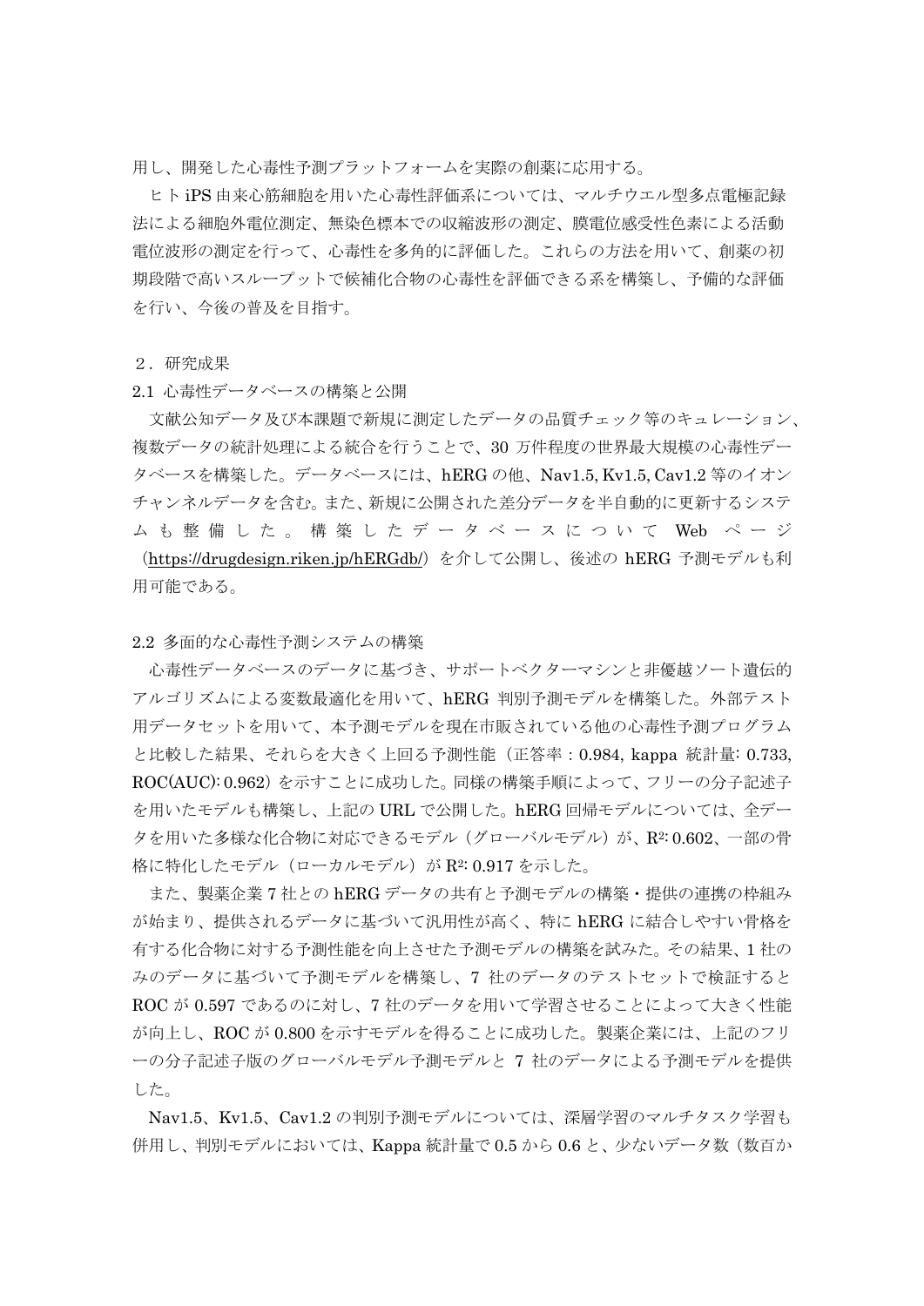用し、開発した心毒性予測プラットフォームを実際の創薬に応用する。

ヒト iPS 由来心筋細胞を用いた心毒性評価系については、マルチウエル型多点電極記録法による細胞外電位測定、無染色標本での収縮波形の測定、膜電位感受性色素による活動電位波形の測定を行って、心毒性を多角的に評価した。これらの方法を用いて、創薬の初期段階で高いスループットで候補化合物の心毒性を評価できる系を構築し、予備的な評価を行い、今後の普及を目指す。

２．研究成果

### 2.1 心毒性データベースの構築と公開

文献公知データ及び本課題で新規に測定したデータの品質チェック等のキュレーション、複数データの統計処理による統合を行うことで、30 万件程度の世界最大規模の心毒性データベースを構築した。データベースには、hERG の他、Nav1.5, Kv1.5, Cav1.2 等のイオンチャンネルデータを含む。また、新規に公開された差分データを半自動的に更新するシステムも整備した。構築したデータベースについて Web ページ（https://drugdesign.riken.jp/hERGdb/）を介して公開し、後述の hERG 予測モデルも利用可能である。

### 2.2 多面的な心毒性予測システムの構築

心毒性データベースのデータに基づき、サポートベクターマシンと非優越ソート遺伝的アルゴリズムによる変数最適化を用いて、hERG 判別予測モデルを構築した。外部テスト用データセットを用いて、本予測モデルを現在市販されている他の心毒性予測プログラムと比較した結果、それらを大きく上回る予測性能（正答率：0.984, kappa 統計量: 0.733, ROC(AUC): 0.962）を示すことに成功した。同様の構築手順によって、フリーの分子記述子を用いたモデルも構築し、上記の URL で公開した。hERG 回帰モデルについては、全データを用いた多様な化合物に対応できるモデル（グローバルモデル）が、$R^2$: 0.602、一部の骨格に特化したモデル（ローカルモデル）が $R^2$: 0.917 を示した。

また、製薬企業 7 社との hERG データの共有と予測モデルの構築・提供の連携の枠組みが始まり、提供されるデータに基づいて汎用性が高く、特に hERG に結合しやすい骨格を有する化合物に対する予測性能を向上させた予測モデルの構築を試みた。その結果、1 社のみのデータに基づいて予測モデルを構築し、7 社のデータのテストセットで検証すると ROC が 0.597 であるのに対し、7 社のデータを用いて学習させることによって大きく性能が向上し、ROC が 0.800 を示すモデルを得ることに成功した。製薬企業には、上記のフリーの分子記述子版のグローバルモデル予測モデルと 7 社のデータによる予測モデルを提供した。

Nav1.5、Kv1.5、Cav1.2 の判別予測モデルについては、深層学習のマルチタスク学習も併用し、判別モデルにおいては、Kappa 統計量で 0.5 から 0.6 と、少ないデータ数（数百か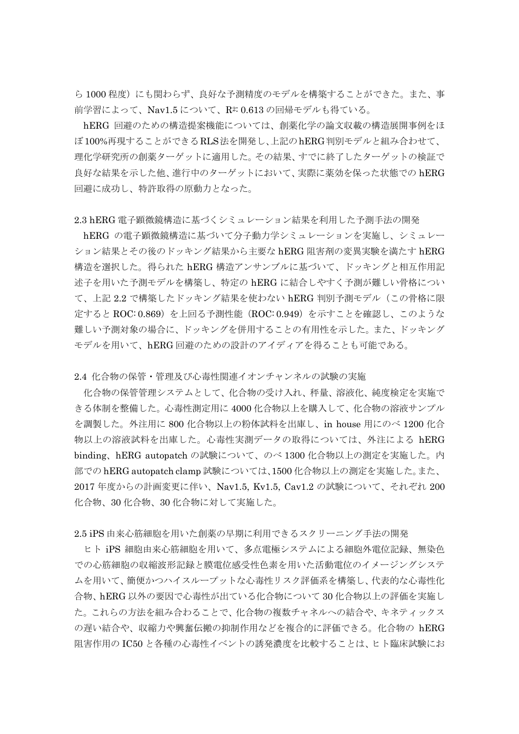ら 1000 程度）にも関わらず、良好な予測精度のモデルを構築することができた。また、事前学習によって、Nav1.5 について、$R^2$: 0.613 の回帰モデルも得ている。

hERG 回避のための構造提案機能については、創薬化学の論文収載の構造展開事例をほぼ100%再現することができるRLS法を開発し、上記のhERG判別モデルと組み合わせて、理化学研究所の創薬ターゲットに適用した。その結果、すでに終了したターゲットの検証で良好な結果を示した他、進行中のターゲットにおいて、実際に薬効を保った状態での hERG 回避に成功し、特許取得の原動力となった。

### 2.3 hERG 電子顕微鏡構造に基づくシミュレーション結果を利用した予測手法の開発

hERG の電子顕微鏡構造に基づいて分子動力学シミュレーションを実施し、シミュレーション結果とその後のドッキング結果から主要な hERG 阻害剤の変異実験を満たす hERG 構造を選択した。得られた hERG 構造アンサンブルに基づいて、ドッキングと相互作用記述子を用いた予測モデルを構築し、特定の hERG に結合しやすく予測が難しい骨格について、上記 2.2 で構築したドッキング結果を使わない hERG 判別予測モデル（この骨格に限定すると ROC: 0.869）を上回る予測性能（ROC: 0.949）を示すことを確認し、このような難しい予測対象の場合に、ドッキングを併用することの有用性を示した。また、ドッキングモデルを用いて、hERG 回避のための設計のアイディアを得ることも可能である。

### 2.4 化合物の保管・管理及び心毒性関連イオンチャンネルの試験の実施

化合物の保管管理システムとして、化合物の受け入れ、秤量、溶液化、純度検定を実施できる体制を整備した。心毒性測定用に 4000 化合物以上を購入して、化合物の溶液サンプルを調製した。外注用に 800 化合物以上の粉体試料を出庫し、in house 用にのべ 1200 化合物以上の溶液試料を出庫した。心毒性実測データの取得については、外注による hERG binding、hERG autopatch の試験について、のべ 1300 化合物以上の測定を実施した。内部での hERG autopatch clamp 試験については、1500 化合物以上の測定を実施した。また、2017 年度からの計画変更に伴い、Nav1.5, Kv1.5, Cav1.2 の試験について、それぞれ 200 化合物、30 化合物、30 化合物に対して実施した。

### 2.5 iPS 由来心筋細胞を用いた創薬の早期に利用できるスクリーニング手法の開発

ヒト iPS 細胞由来心筋細胞を用いて、多点電極システムによる細胞外電位記録、無染色での心筋細胞の収縮波形記録と膜電位感受性色素を用いた活動電位のイメージングシステムを用いて、簡便かつハイスループットな心毒性リスク評価系を構築し、代表的な心毒性化合物、hERG 以外の要因で心毒性が出ている化合物について 30 化合物以上の評価を実施した。これらの方法を組み合わることで、化合物の複数チャネルへの結合や、キネティックスの遅い結合や、収縮力や興奮伝搬の抑制作用などを複合的に評価できる。化合物の hERG 阻害作用の IC50 と各種の心毒性イベントの誘発濃度を比較することは、ヒト臨床試験にお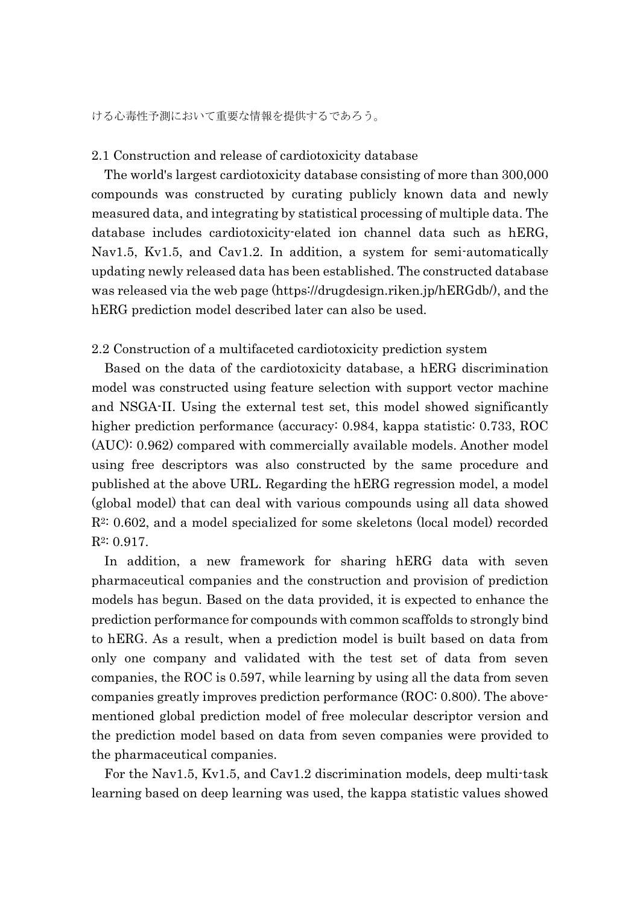ける心毒性予測において重要な情報を提供するであろう。

### 2.1 Construction and release of cardiotoxicity database

The world's largest cardiotoxicity database consisting of more than 300,000 compounds was constructed by curating publicly known data and newly measured data, and integrating by statistical processing of multiple data. The database includes cardiotoxicity-elated ion channel data such as hERG, Nav1.5, Kv1.5, and Cav1.2. In addition, a system for semi-automatically updating newly released data has been established. The constructed database was released via the web page (https://drugdesign.riken.jp/hERGdb/), and the hERG prediction model described later can also be used.

### 2.2 Construction of a multifaceted cardiotoxicity prediction system

Based on the data of the cardiotoxicity database, a hERG discrimination model was constructed using feature selection with support vector machine and NSGA-II. Using the external test set, this model showed significantly higher prediction performance (accuracy: 0.984, kappa statistic: 0.733, ROC (AUC): 0.962) compared with commercially available models. Another model using free descriptors was also constructed by the same procedure and published at the above URL. Regarding the hERG regression model, a model (global model) that can deal with various compounds using all data showed $R^2$: 0.602, and a model specialized for some skeletons (local model) recorded $R^2$: 0.917.

In addition, a new framework for sharing hERG data with seven pharmaceutical companies and the construction and provision of prediction models has begun. Based on the data provided, it is expected to enhance the prediction performance for compounds with common scaffolds to strongly bind to hERG. As a result, when a prediction model is built based on data from only one company and validated with the test set of data from seven companies, the ROC is 0.597, while learning by using all the data from seven companies greatly improves prediction performance (ROC: 0.800). The above-mentioned global prediction model of free molecular descriptor version and the prediction model based on data from seven companies were provided to the pharmaceutical companies.

For the Nav1.5, Kv1.5, and Cav1.2 discrimination models, deep multi-task learning based on deep learning was used, the kappa statistic values showed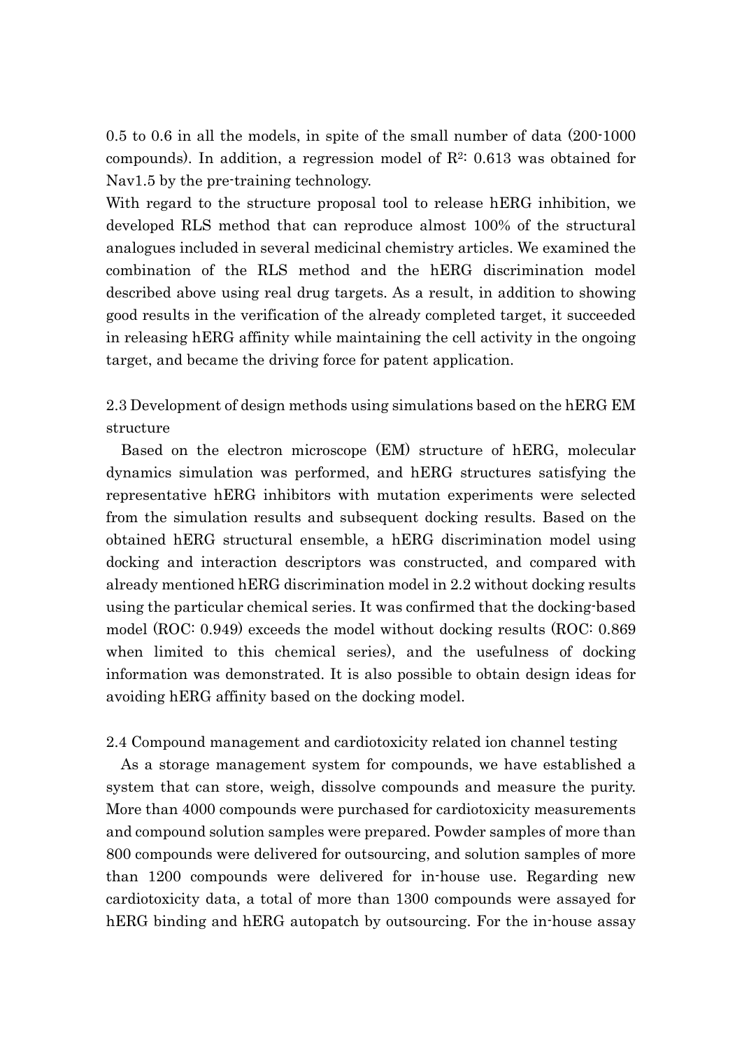0.5 to 0.6 in all the models, in spite of the small number of data (200-1000 compounds). In addition, a regression model of $R^2$: 0.613 was obtained for Nav1.5 by the pre-training technology.

With regard to the structure proposal tool to release hERG inhibition, we developed RLS method that can reproduce almost 100% of the structural analogues included in several medicinal chemistry articles. We examined the combination of the RLS method and the hERG discrimination model described above using real drug targets. As a result, in addition to showing good results in the verification of the already completed target, it succeeded in releasing hERG affinity while maintaining the cell activity in the ongoing target, and became the driving force for patent application.

## 2.3 Development of design methods using simulations based on the hERG EM structure

Based on the electron microscope (EM) structure of hERG, molecular dynamics simulation was performed, and hERG structures satisfying the representative hERG inhibitors with mutation experiments were selected from the simulation results and subsequent docking results. Based on the obtained hERG structural ensemble, a hERG discrimination model using docking and interaction descriptors was constructed, and compared with already mentioned hERG discrimination model in 2.2 without docking results using the particular chemical series. It was confirmed that the docking-based model (ROC: 0.949) exceeds the model without docking results (ROC: 0.869 when limited to this chemical series), and the usefulness of docking information was demonstrated. It is also possible to obtain design ideas for avoiding hERG affinity based on the docking model.

## 2.4 Compound management and cardiotoxicity related ion channel testing

As a storage management system for compounds, we have established a system that can store, weigh, dissolve compounds and measure the purity. More than 4000 compounds were purchased for cardiotoxicity measurements and compound solution samples were prepared. Powder samples of more than 800 compounds were delivered for outsourcing, and solution samples of more than 1200 compounds were delivered for in-house use. Regarding new cardiotoxicity data, a total of more than 1300 compounds were assayed for hERG binding and hERG autopatch by outsourcing. For the in-house assay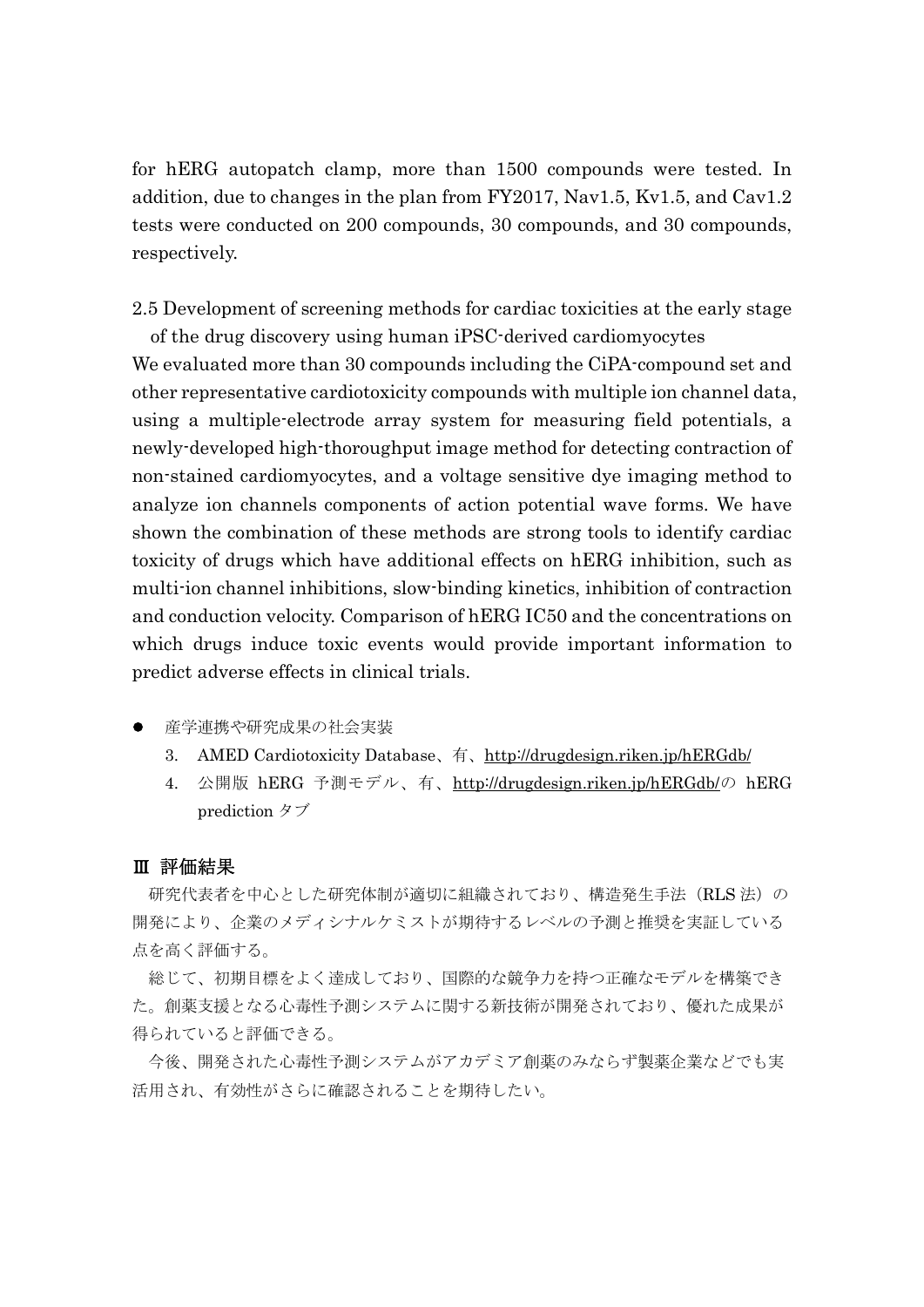for hERG autopatch clamp, more than 1500 compounds were tested. In addition, due to changes in the plan from FY2017, Nav1.5, Kv1.5, and Cav1.2 tests were conducted on 200 compounds, 30 compounds, and 30 compounds, respectively.

2.5 Development of screening methods for cardiac toxicities at the early stage of the drug discovery using human iPSC-derived cardiomyocytes

We evaluated more than 30 compounds including the CiPA-compound set and other representative cardiotoxicity compounds with multiple ion channel data, using a multiple-electrode array system for measuring field potentials, a newly-developed high-thoroughput image method for detecting contraction of non-stained cardiomyocytes, and a voltage sensitive dye imaging method to analyze ion channels components of action potential wave forms. We have shown the combination of these methods are strong tools to identify cardiac toxicity of drugs which have additional effects on hERG inhibition, such as multi-ion channel inhibitions, slow-binding kinetics, inhibition of contraction and conduction velocity. Comparison of hERG IC50 and the concentrations on which drugs induce toxic events would provide important information to predict adverse effects in clinical trials.

- 産学連携や研究成果の社会実装
  3. AMED Cardiotoxicity Database、有、http://drugdesign.riken.jp/hERGdb/
  4. 公開版 hERG 予測モデル、有、http://drugdesign.riken.jp/hERGdb/の hERG prediction タブ

## Ⅲ 評価結果

研究代表者を中心とした研究体制が適切に組織されており、構造発生手法（RLS 法）の開発により、企業のメディシナルケミストが期待するレベルの予測と推奨を実証している点を高く評価する。

総じて、初期目標をよく達成しており、国際的な競争力を持つ正確なモデルを構築できた。創薬支援となる心毒性予測システムに関する新技術が開発されており、優れた成果が得られていると評価できる。

今後、開発された心毒性予測システムがアカデミア創薬のみならず製薬企業などでも実活用され、有効性がさらに確認されることを期待したい。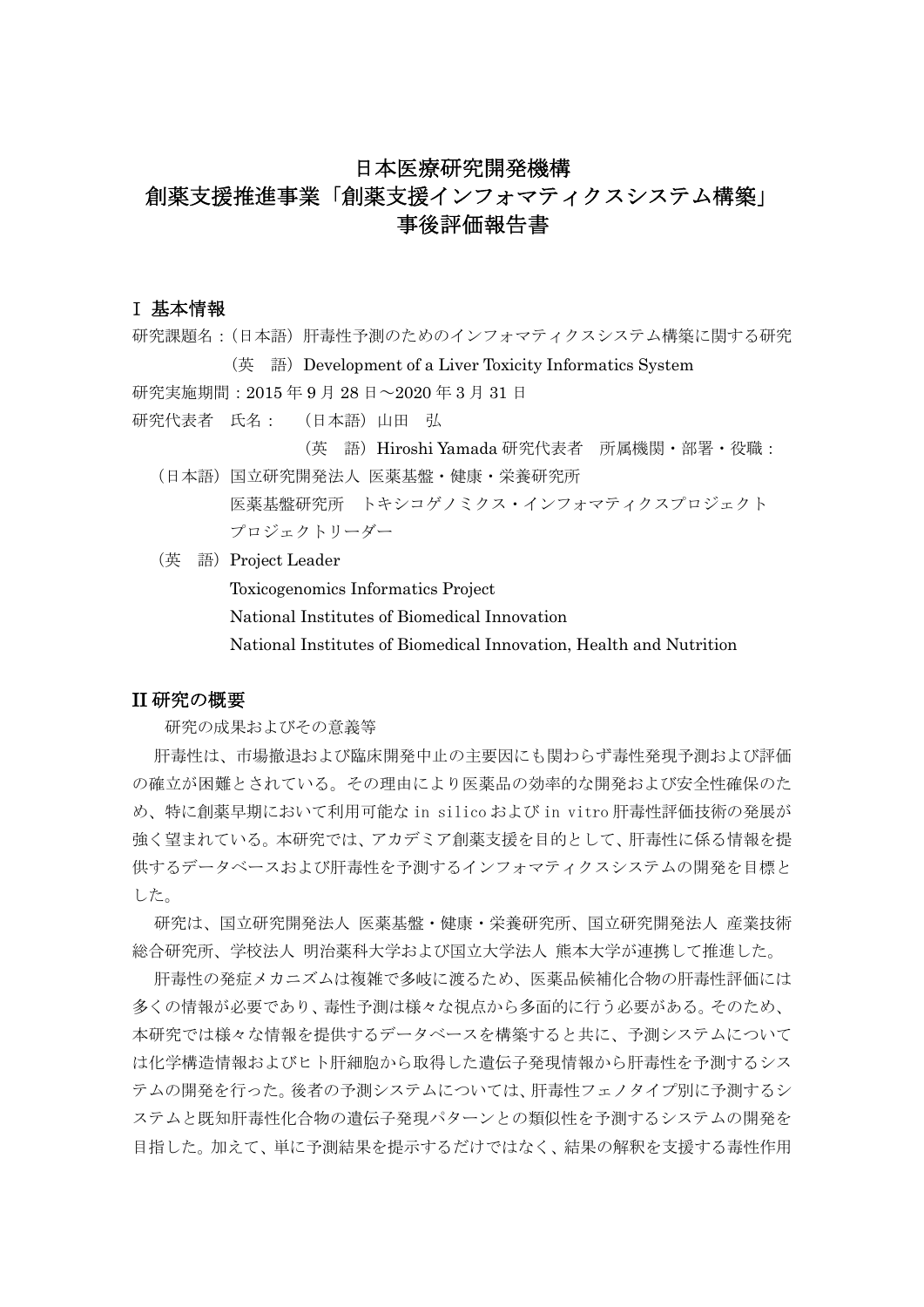# 日本医療研究開発機構
# 創薬支援推進事業「創薬支援インフォマティクスシステム構築」
# 事後評価報告書

## I 基本情報

研究課題名：（日本語）肝毒性予測のためのインフォマティクスシステム構築に関する研究

（英　語）Development of a Liver Toxicity Informatics System

研究実施期間：2015 年 9 月 28 日～2020 年 3 月 31 日

研究代表者　氏名：　（日本語）山田　弘

（英　語）Hiroshi Yamada 研究代表者　所属機関・部署・役職：

（日本語）国立研究開発法人 医薬基盤・健康・栄養研究所
医薬基盤研究所　トキシコゲノミクス・インフォマティクスプロジェクト
プロジェクトリーダー

（英　語）Project Leader
Toxicogenomics Informatics Project
National Institutes of Biomedical Innovation
National Institutes of Biomedical Innovation, Health and Nutrition

## II 研究の概要

研究の成果およびその意義等

肝毒性は、市場撤退および臨床開発中止の主要因にも関わらず毒性発現予測および評価の確立が困難とされている。その理由により医薬品の効率的な開発および安全性確保のため、特に創薬早期において利用可能な in silico および in vitro 肝毒性評価技術の発展が強く望まれている。本研究では、アカデミア創薬支援を目的として、肝毒性に係る情報を提供するデータベースおよび肝毒性を予測するインフォマティクスシステムの開発を目標とした。

研究は、国立研究開発法人 医薬基盤・健康・栄養研究所、国立研究開発法人 産業技術総合研究所、学校法人 明治薬科大学および国立大学法人 熊本大学が連携して推進した。

肝毒性の発症メカニズムは複雑で多岐に渡るため、医薬品候補化合物の肝毒性評価には多くの情報が必要であり、毒性予測は様々な視点から多面的に行う必要がある。そのため、本研究では様々な情報を提供するデータベースを構築すると共に、予測システムについては化学構造情報およびヒト肝細胞から取得した遺伝子発現情報から肝毒性を予測するシステムの開発を行った。後者の予測システムについては、肝毒性フェノタイプ別に予測するシステムと既知肝毒性化合物の遺伝子発現パターンとの類似性を予測するシステムの開発を目指した。加えて、単に予測結果を提示するだけではなく、結果の解釈を支援する毒性作用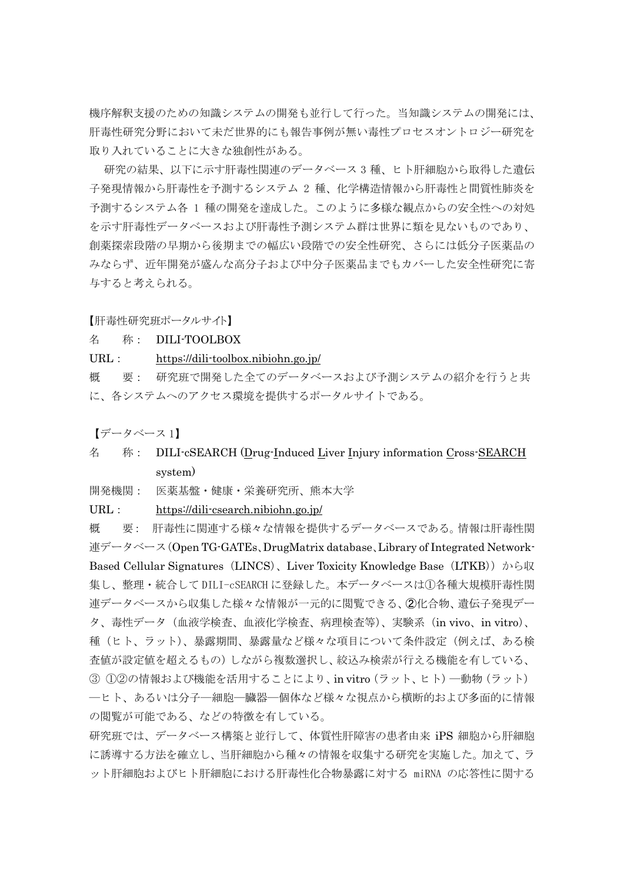機序解釈支援のための知識システムの開発も並行して行った。当知識システムの開発には、肝毒性研究分野において未だ世界的にも報告事例が無い毒性プロセスオントロジー研究を取り入れていることに大きな独創性がある。

研究の結果、以下に示す肝毒性関連のデータベース 3 種、ヒト肝細胞から取得した遺伝子発現情報から肝毒性を予測するシステム 2 種、化学構造情報から肝毒性と間質性肺炎を予測するシステム各 1 種の開発を達成した。このように多様な観点からの安全性への対処を示す肝毒性データベースおよび肝毒性予測システム群は世界に類を見ないものであり、創薬探索段階の早期から後期までの幅広い段階での安全性研究、さらには低分子医薬品のみならず、近年開発が盛んな高分子および中分子医薬品までもカバーした安全性研究に寄与すると考えられる。

【肝毒性研究班ポータルサイト】

名　　称：　DILI-TOOLBOX

URL：　　https://dili-toolbox.nibiohn.go.jp/

概　　要：　研究班で開発した全てのデータベースおよび予測システムの紹介を行うと共に、各システムへのアクセス環境を提供するポータルサイトである。

【データベース 1】

名　　称：　DILI-cSEARCH (Drug-Induced Liver Injury information Cross-SEARCH system)

開発機関：　医薬基盤・健康・栄養研究所、熊本大学

URL：　　https://dili-csearch.nibiohn.go.jp/

概　　要：　肝毒性に関連する様々な情報を提供するデータベースである。情報は肝毒性関連データベース（Open TG-GATEs、DrugMatrix database、Library of Integrated Network-Based Cellular Signatures（LINCS）、Liver Toxicity Knowledge Base（LTKB））から収集し、整理・統合して DILI-cSEARCH に登録した。本データベースは①各種大規模肝毒性関連データベースから収集した様々な情報が一元的に閲覧できる、②化合物、遺伝子発現データ、毒性データ（血液学検査、血液化学検査、病理検査等）、実験系（in vivo、in vitro）、種（ヒト、ラット）、暴露期間、暴露量など様々な項目について条件設定（例えば、ある検査値が設定値を超えるもの）しながら複数選択し、絞込み検索が行える機能を有している、③ ①②の情報および機能を活用することにより、in vitro（ラット、ヒト）―動物（ラット）―ヒト、あるいは分子―細胞―臓器―個体など様々な視点から横断的および多面的に情報の閲覧が可能である、などの特徴を有している。

研究班では、データベース構築と並行して、体質性肝障害の患者由来 iPS 細胞から肝細胞に誘導する方法を確立し、当肝細胞から種々の情報を収集する研究を実施した。加えて、ラット肝細胞およびヒト肝細胞における肝毒性化合物暴露に対する miRNA の応答性に関する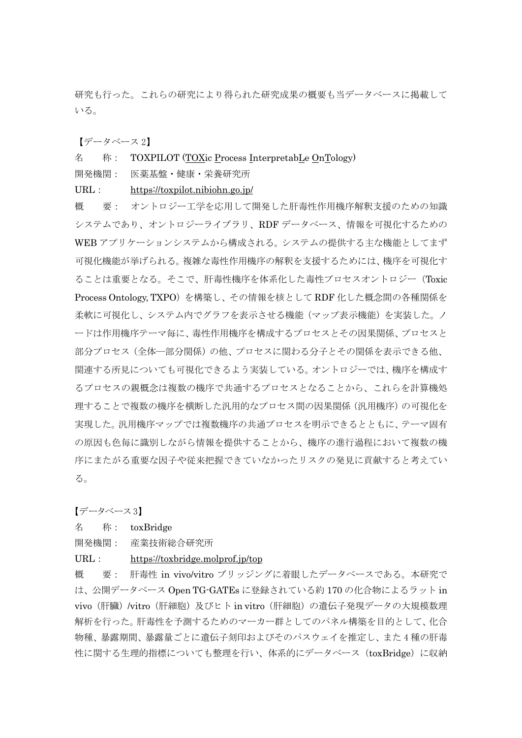研究も行った。これらの研究により得られた研究成果の概要も当データベースに掲載している。

【データベース 2】

名　　称：　TOXPILOT (TOXic Process InterpretabLe OnTology)

開発機関：　医薬基盤・健康・栄養研究所

URL：　　　https://toxpilot.nibiohn.go.jp/

概　　要：　オントロジー工学を応用して開発した肝毒性作用機序解釈支援のための知識システムであり、オントロジーライブラリ、RDF データベース、情報を可視化するための WEB アプリケーションシステムから構成される。システムの提供する主な機能としてまず可視化機能が挙げられる。複雑な毒性作用機序の解釈を支援するためには、機序を可視化することは重要となる。そこで、肝毒性機序を体系化した毒性プロセスオントロジー（Toxic Process Ontology, TXPO）を構築し、その情報を核として RDF 化した概念間の各種関係を柔軟に可視化し、システム内でグラフを表示させる機能（マップ表示機能）を実装した。ノードは作用機序テーマ毎に、毒性作用機序を構成するプロセスとその因果関係、プロセスと部分プロセス（全体—部分関係）の他、プロセスに関わる分子とその関係を表示できる他、関連する所見についても可視化できるよう実装している。オントロジーでは、機序を構成するプロセスの親概念は複数の機序で共通するプロセスとなることから、これらを計算機処理することで複数の機序を横断した汎用的なプロセス間の因果関係（汎用機序）の可視化を実現した。汎用機序マップでは複数機序の共通プロセスを明示できるとともに、テーマ固有の原因も色毎に識別しながら情報を提供することから、機序の進行過程において複数の機序にまたがる重要な因子や従来把握できていなかったリスクの発見に貢献すると考えている。

【データベース 3】

名　　称：　toxBridge

開発機関：　産業技術総合研究所

URL：　　　https://toxbridge.molprof.jp/top

概　　要：　肝毒性 in vivo/vitro ブリッジングに着眼したデータベースである。本研究では、公開データベース Open TG-GATEs に登録されている約 170 の化合物によるラット in vivo（肝臓）/vitro（肝細胞）及びヒト in vitro（肝細胞）の遺伝子発現データの大規模数理解析を行った。肝毒性を予測するためのマーカー群としてのパネル構築を目的として、化合物種、暴露期間、暴露量ごとに遺伝子刻印およびそのパスウェイを推定し、また 4 種の肝毒性に関する生理的指標についても整理を行い、体系的にデータベース（toxBridge）に収納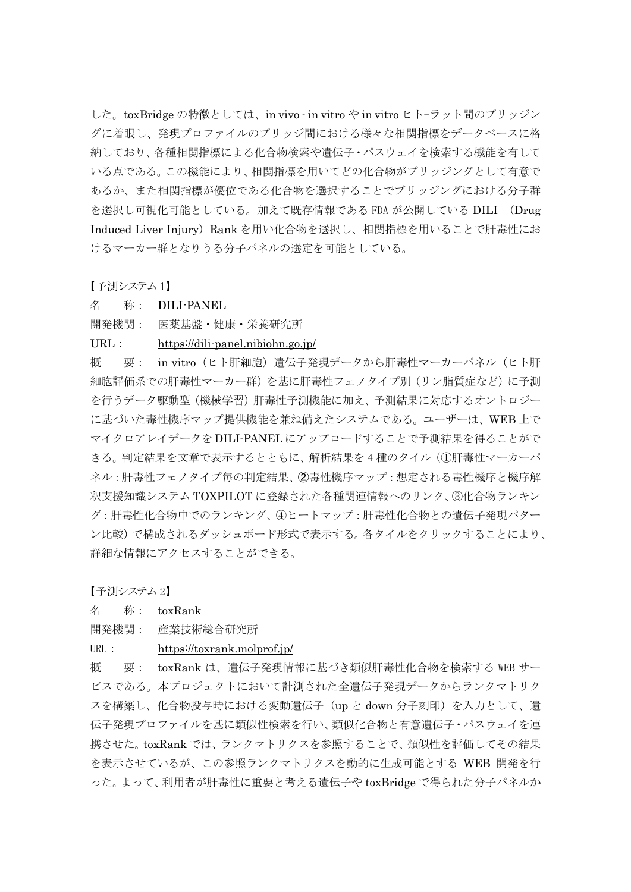した。toxBridge の特徴としては、in vivo - in vitro や in vitro ヒト–ラット間のブリッジングに着眼し、発現プロファイルのブリッジ間における様々な相関指標をデータベースに格納しており、各種相関指標による化合物検索や遺伝子・パスウェイを検索する機能を有している点である。この機能により、相関指標を用いてどの化合物がブリッジングとして有意であるか、また相関指標が優位である化合物を選択することでブリッジングにおける分子群を選択し可視化可能としている。加えて既存情報である FDA が公開している DILI （Drug Induced Liver Injury）Rank を用い化合物を選択し、相関指標を用いることで肝毒性におけるマーカー群となりうる分子パネルの選定を可能としている。

【予測システム 1】

名　　称：　DILI-PANEL

開発機関：　医薬基盤・健康・栄養研究所

URL：　　　https://dili-panel.nibiohn.go.jp/

概　　要：　in vitro（ヒト肝細胞）遺伝子発現データから肝毒性マーカーパネル（ヒト肝細胞評価系での肝毒性マーカー群）を基に肝毒性フェノタイプ別（リン脂質症など）に予測を行うデータ駆動型（機械学習）肝毒性予測機能に加え、予測結果に対応するオントロジーに基づいた毒性機序マップ提供機能を兼ね備えたシステムである。ユーザーは、WEB 上でマイクロアレイデータを DILI-PANEL にアップロードすることで予測結果を得ることができる。判定結果を文章で表示するとともに、解析結果を 4 種のタイル（①肝毒性マーカーパネル : 肝毒性フェノタイプ毎の判定結果、②毒性機序マップ : 想定される毒性機序と機序解釈支援知識システム TOXPILOT に登録された各種関連情報へのリンク、③化合物ランキング : 肝毒性化合物中でのランキング、④ヒートマップ : 肝毒性化合物との遺伝子発現パターン比較）で構成されるダッシュボード形式で表示する。各タイルをクリックすることにより、詳細な情報にアクセスすることができる。

【予測システム 2】

名　　称：　toxRank

開発機関：　産業技術総合研究所

URL：　　　https://toxrank.molprof.jp/

概　　要：　toxRank は、遺伝子発現情報に基づき類似肝毒性化合物を検索する WEB サービスである。本プロジェクトにおいて計測された全遺伝子発現データからランクマトリクスを構築し、化合物投与時における変動遺伝子（up と down 分子刻印）を入力として、遺伝子発現プロファイルを基に類似性検索を行い、類似化合物と有意遺伝子・パスウェイを連携させた。toxRank では、ランクマトリクスを参照することで、類似性を評価してその結果を表示させているが、この参照ランクマトリクスを動的に生成可能とする WEB 開発を行った。よって、利用者が肝毒性に重要と考える遺伝子や toxBridge で得られた分子パネルか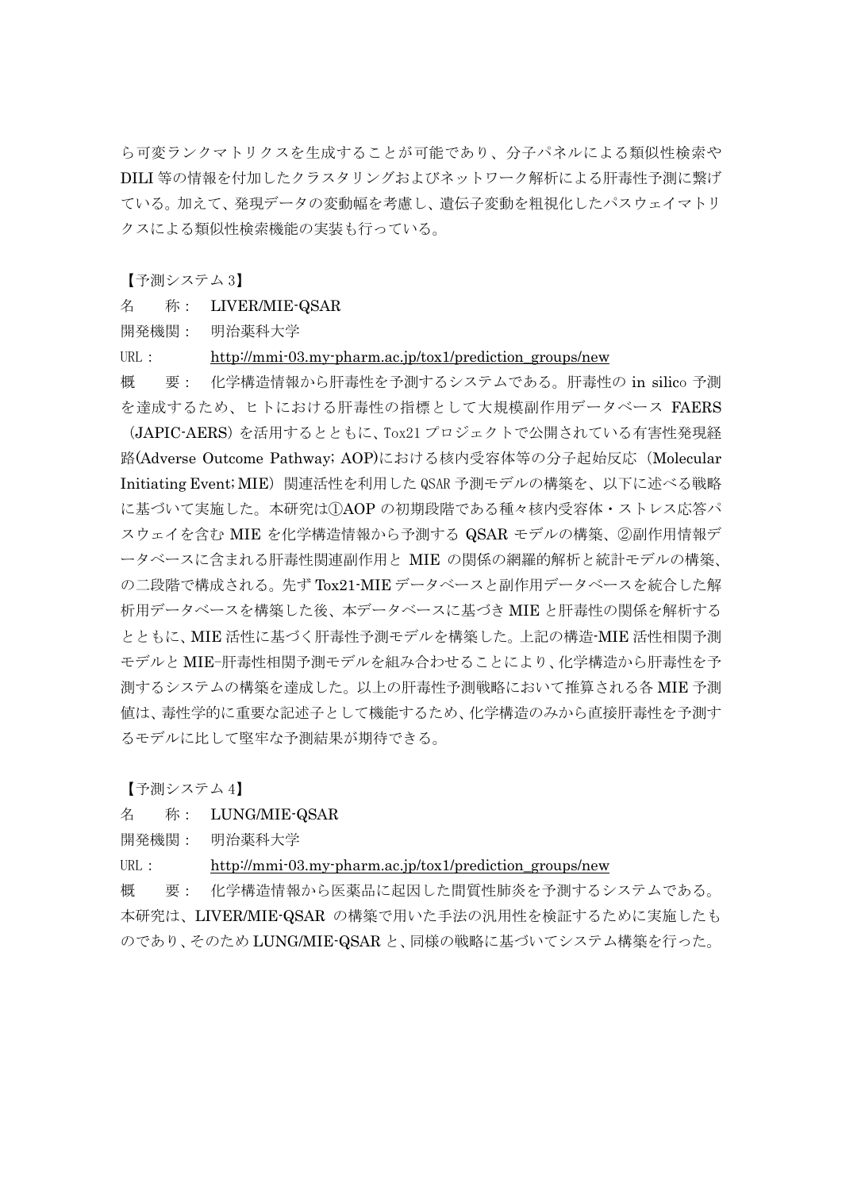ら可変ランクマトリクスを生成することが可能であり、分子パネルによる類似性検索やDILI 等の情報を付加したクラスタリングおよびネットワーク解析による肝毒性予測に繋げている。加えて、発現データの変動幅を考慮し、遺伝子変動を粗視化したパスウェイマトリクスによる類似性検索機能の実装も行っている。

【予測システム 3】

名　　称：　LIVER/MIE-QSAR

開発機関：　明治薬科大学

URL：　　　http://mmi-03.my-pharm.ac.jp/tox1/prediction_groups/new

概　　要：　化学構造情報から肝毒性を予測するシステムである。肝毒性の in silico 予測を達成するため、ヒトにおける肝毒性の指標として大規模副作用用データベース FAERS（JAPIC-AERS）を活用するとともに、Tox21 プロジェクトで公開されている有害性発現経路(Adverse Outcome Pathway; AOP)における核内受容体等の分子起始反応（Molecular Initiating Event; MIE）関連活性を利用した QSAR 予測モデルの構築を、以下に述べる戦略に基づいて実施した。本研究は①AOP の初期段階である種々核内受容体・ストレス応答パスウェイを含む MIE を化学構造情報から予測する QSAR モデルの構築、②副作用情報データベースに含まれる肝毒性関連副作用と MIE の関係の網羅的解析と統計モデルの構築、の二段階で構成される。先ず Tox21-MIE データベースと副作用データベースを統合した解析用データベースを構築した後、本データベースに基づき MIE と肝毒性の関係を解析するとともに、MIE 活性に基づく肝毒性予測モデルを構築した。上記の構造-MIE 活性相関予測モデルと MIE-肝毒性相関予測モデルを組み合わせることにより、化学構造から肝毒性を予測するシステムの構築を達成した。以上の肝毒性予測戦略において推算される各 MIE 予測値は、毒性学的に重要な記述子として機能するため、化学構造のみから直接肝毒性を予測するモデルに比して堅牢な予測結果が期待できる。

【予測システム 4】

名　　称：　LUNG/MIE-QSAR

開発機関：　明治薬科大学

URL：　　　http://mmi-03.my-pharm.ac.jp/tox1/prediction_groups/new

概　　要：　化学構造情報から医薬品に起因した間質性肺炎を予測するシステムである。本研究は、LIVER/MIE-QSAR の構築で用いた手法の汎用性を検証するために実施したものであり、そのため LUNG/MIE-QSAR と、同様の戦略に基づいてシステム構築を行った。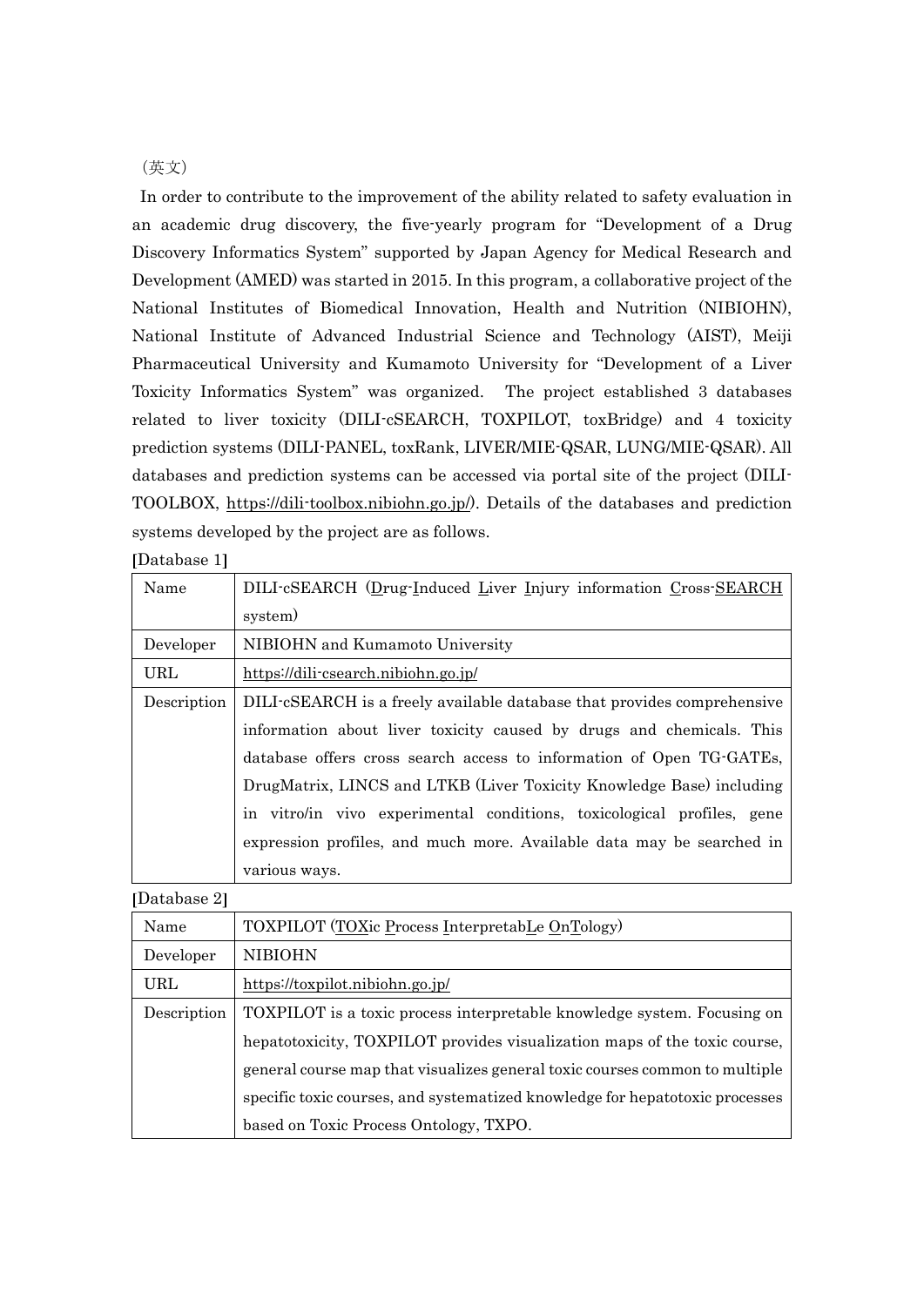（英文）

In order to contribute to the improvement of the ability related to safety evaluation in an academic drug discovery, the five-yearly program for "Development of a Drug Discovery Informatics System" supported by Japan Agency for Medical Research and Development (AMED) was started in 2015. In this program, a collaborative project of the National Institutes of Biomedical Innovation, Health and Nutrition (NIBIOHN), National Institute of Advanced Industrial Science and Technology (AIST), Meiji Pharmaceutical University and Kumamoto University for "Development of a Liver Toxicity Informatics System" was organized. The project established 3 databases related to liver toxicity (DILI-cSEARCH, TOXPILOT, toxBridge) and 4 toxicity prediction systems (DILI-PANEL, toxRank, LIVER/MIE-QSAR, LUNG/MIE-QSAR). All databases and prediction systems can be accessed via portal site of the project (DILI-TOOLBOX, https://dili-toolbox.nibiohn.go.jp/). Details of the databases and prediction systems developed by the project are as follows.

[Database 1]

| Name | DILI-cSEARCH (Drug-Induced Liver Injury information Cross-SEARCH system) |
|---|---|
| Developer | NIBIOHN and Kumamoto University |
| URL | https://dili-csearch.nibiohn.go.jp/ |
| Description | DILI-cSEARCH is a freely available database that provides comprehensive information about liver toxicity caused by drugs and chemicals. This database offers cross search access to information of Open TG-GATEs, DrugMatrix, LINCS and LTKB (Liver Toxicity Knowledge Base) including in vitro/in vivo experimental conditions, toxicological profiles, gene expression profiles, and much more. Available data may be searched in various ways. |

[Database 2]

| Name | TOXPILOT (TOXic Process InterpretabLe OnTology) |
|---|---|
| Developer | NIBIOHN |
| URL | https://toxpilot.nibiohn.go.jp/ |
| Description | TOXPILOT is a toxic process interpretable knowledge system. Focusing on hepatotoxicity, TOXPILOT provides visualization maps of the toxic course, general course map that visualizes general toxic courses common to multiple specific toxic courses, and systematized knowledge for hepatotoxic processes based on Toxic Process Ontology, TXPO. |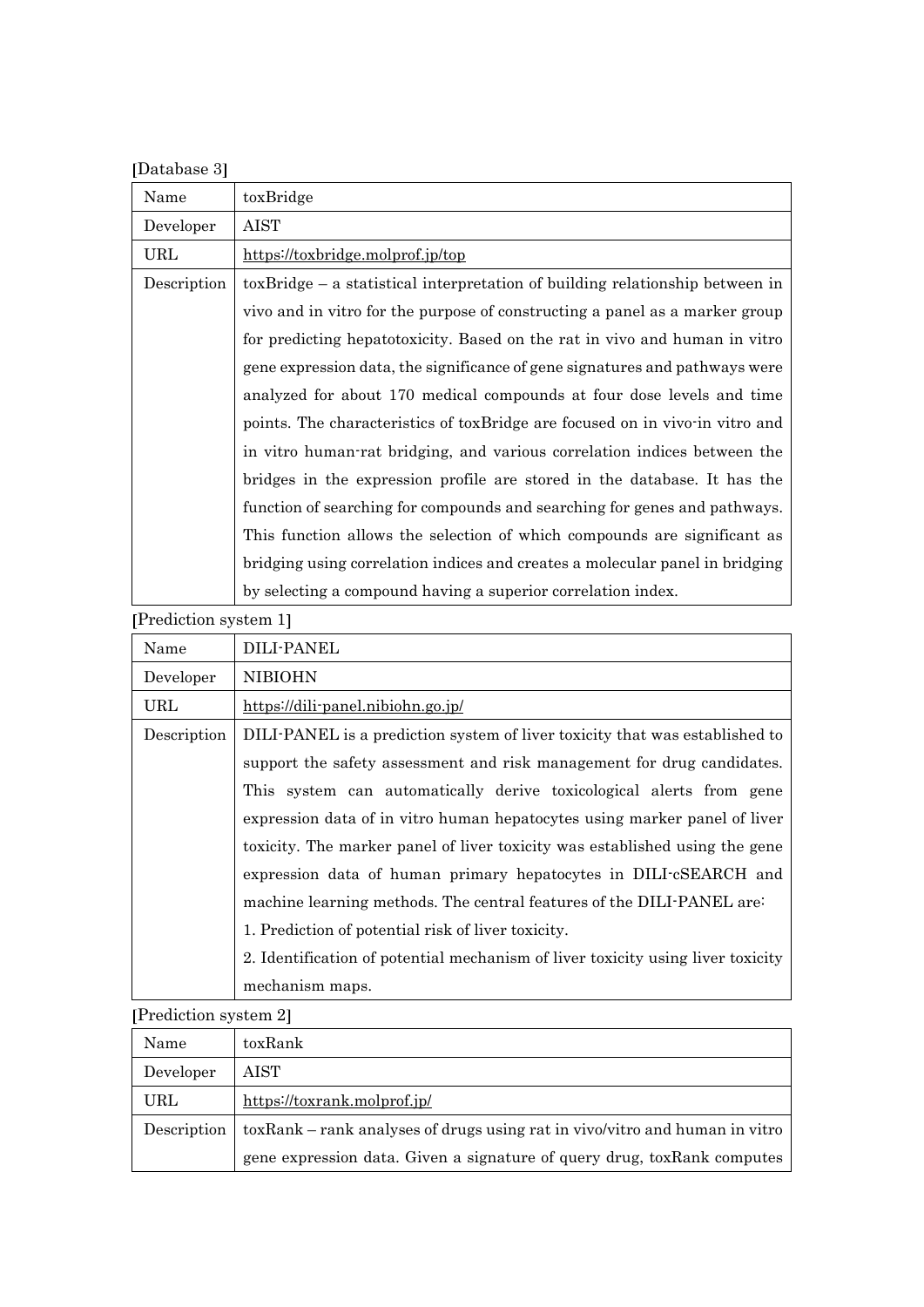[Database 3]

| Name | toxBridge |
|---|---|
| Developer | AIST |
| URL | https://toxbridge.molprof.jp/top |
| Description | toxBridge – a statistical interpretation of building relationship between in vivo and in vitro for the purpose of constructing a panel as a marker group for predicting hepatotoxicity. Based on the rat in vivo and human in vitro gene expression data, the significance of gene signatures and pathways were analyzed for about 170 medical compounds at four dose levels and time points. The characteristics of toxBridge are focused on in vivo-in vitro and in vitro human-rat bridging, and various correlation indices between the bridges in the expression profile are stored in the database. It has the function of searching for compounds and searching for genes and pathways. This function allows the selection of which compounds are significant as bridging using correlation indices and creates a molecular panel in bridging by selecting a compound having a superior correlation index. |

[Prediction system 1]

| Name | DILI-PANEL |
|---|---|
| Developer | NIBIOHN |
| URL | https://dili-panel.nibiohn.go.jp/ |
| Description | DILI-PANEL is a prediction system of liver toxicity that was established to support the safety assessment and risk management for drug candidates. This system can automatically derive toxicological alerts from gene expression data of in vitro human hepatocytes using marker panel of liver toxicity. The marker panel of liver toxicity was established using the gene expression data of human primary hepatocytes in DILI-cSEARCH and machine learning methods. The central features of the DILI-PANEL are:<br>1. Prediction of potential risk of liver toxicity.<br>2. Identification of potential mechanism of liver toxicity using liver toxicity mechanism maps. |

[Prediction system 2]

| Name | toxRank |
|---|---|
| Developer | AIST |
| URL | https://toxrank.molprof.jp/ |
| Description | toxRank – rank analyses of drugs using rat in vivo/vitro and human in vitro gene expression data. Given a signature of query drug, toxRank computes |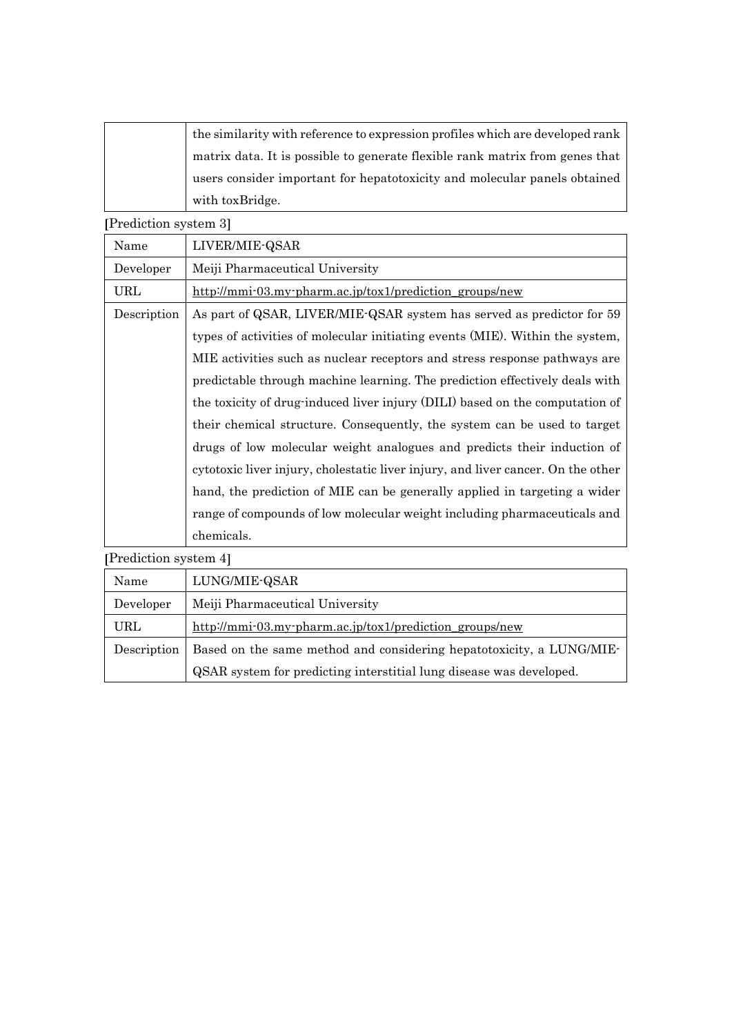| | |
|---|---|
| | the similarity with reference to expression profiles which are developed rank matrix data. It is possible to generate flexible rank matrix from genes that users consider important for hepatotoxicity and molecular panels obtained with toxBridge. |

[Prediction system 3]

| Name | LIVER/MIE-QSAR |
|---|---|
| Developer | Meiji Pharmaceutical University |
| URL | http://mmi-03.my-pharm.ac.jp/tox1/prediction_groups/new |
| Description | As part of QSAR, LIVER/MIE-QSAR system has served as predictor for 59 types of activities of molecular initiating events (MIE). Within the system, MIE activities such as nuclear receptors and stress response pathways are predictable through machine learning. The prediction effectively deals with the toxicity of drug-induced liver injury (DILI) based on the computation of their chemical structure. Consequently, the system can be used to target drugs of low molecular weight analogues and predicts their induction of cytotoxic liver injury, cholestatic liver injury, and liver cancer. On the other hand, the prediction of MIE can be generally applied in targeting a wider range of compounds of low molecular weight including pharmaceuticals and chemicals. |

[Prediction system 4]

| Name | LUNG/MIE-QSAR |
|---|---|
| Developer | Meiji Pharmaceutical University |
| URL | http://mmi-03.my-pharm.ac.jp/tox1/prediction_groups/new |
| Description | Based on the same method and considering hepatotoxicity, a LUNG/MIE-QSAR system for predicting interstitial lung disease was developed. |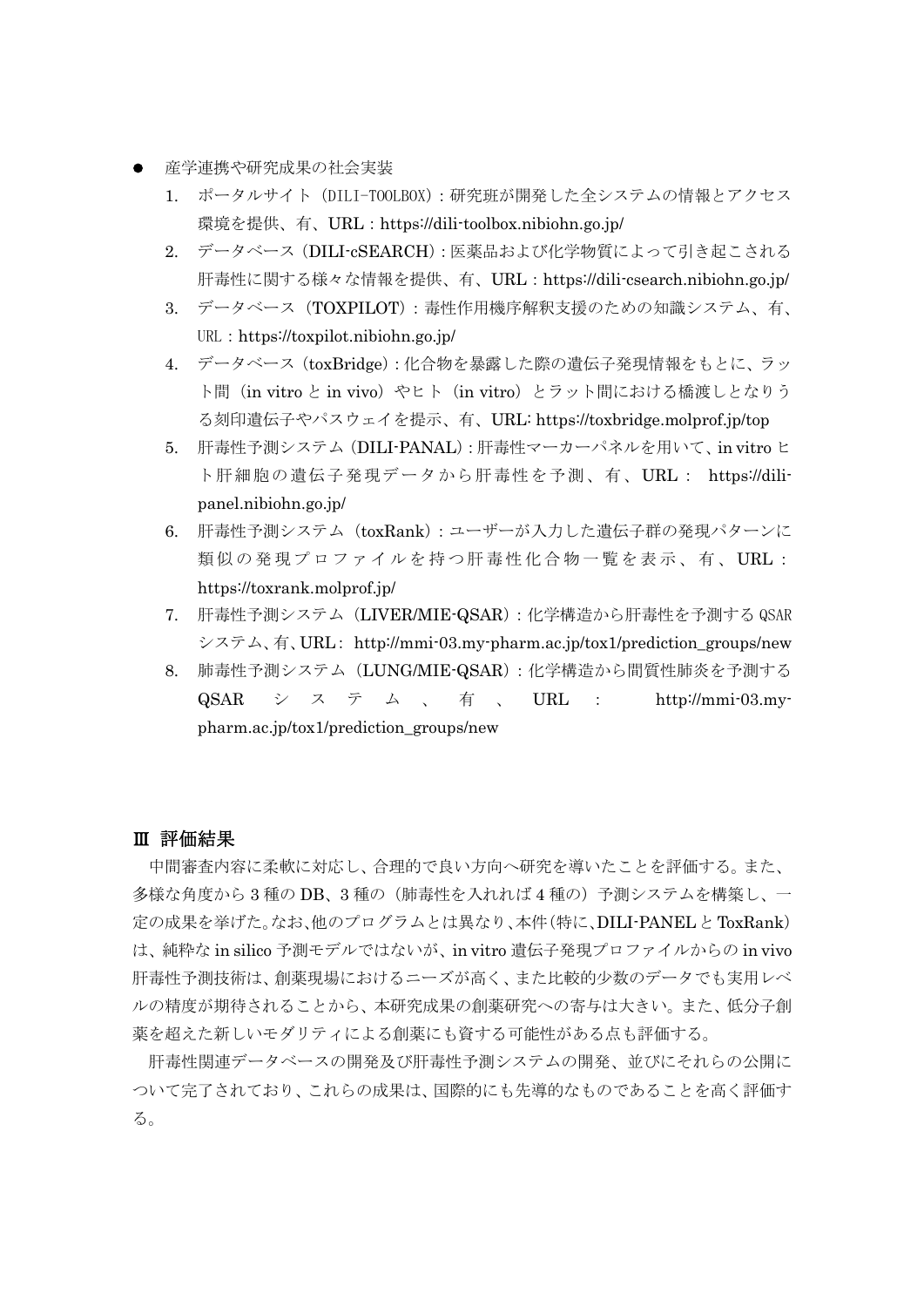- 産学連携や研究成果の社会実装
  1. ポータルサイト（DILI-TOOLBOX）：研究班が開発した全システムの情報とアクセス環境を提供、有、URL：https://dili-toolbox.nibiohn.go.jp/
  2. データベース（DILI-cSEARCH）：医薬品および化学物質によって引き起こされる肝毒性に関する様々な情報を提供、有、URL：https://dili-csearch.nibiohn.go.jp/
  3. データベース（TOXPILOT）：毒性作用機序解釈支援のための知識システム、有、URL：https://toxpilot.nibiohn.go.jp/
  4. データベース（toxBridge）：化合物を暴露した際の遺伝子発現情報をもとに、ラット間（in vitro と in vivo）やヒト（in vitro）とラット間における橋渡しとなりうる刻印遺伝子やパスウェイを提示、有、URL: https://toxbridge.molprof.jp/top
  5. 肝毒性予測システム（DILI-PANAL）：肝毒性マーカーパネルを用いて、in vitro ヒト肝細胞の遺伝子発現データから肝毒性を予測、有、URL： https://dili-panel.nibiohn.go.jp/
  6. 肝毒性予測システム（toxRank）：ユーザーが入力した遺伝子群の発現パターンに類似の発現プロファイルを持つ肝毒性化合物一覧を表示、有、URL：https://toxrank.molprof.jp/
  7. 肝毒性予測システム（LIVER/MIE-QSAR）：化学構造から肝毒性を予測する QSAR システム、有、URL： http://mmi-03.my-pharm.ac.jp/tox1/prediction_groups/new
  8. 肺毒性予測システム（LUNG/MIE-QSAR）：化学構造から間質性肺炎を予測する QSAR システム、有、URL： http://mmi-03.my-pharm.ac.jp/tox1/prediction_groups/new

## Ⅲ 評価結果

中間審査内容に柔軟に対応し、合理的で良い方向へ研究を導いたことを評価する。また、多様な角度から 3 種の DB、3 種の（肺毒性を入れれば 4 種の）予測システムを構築し、一定の成果を挙げた。なお、他のプログラムとは異なり、本件（特に、DILI-PANEL と ToxRank）は、純粋な in silico 予測モデルではないが、in vitro 遺伝子発現プロファイルからの in vivo 肝毒性予測技術は、創薬現場におけるニーズが高く、また比較的少数のデータでも実用レベルの精度が期待されることから、本研究成果の創薬研究への寄与は大きい。また、低分子創薬を超えた新しいモダリティによる創薬にも資する可能性がある点も評価する。

肝毒性関連データベースの開発及び肝毒性予測システムの開発、並びにそれらの公開について完了されており、これらの成果は、国際的にも先導的なものであることを高く評価する。